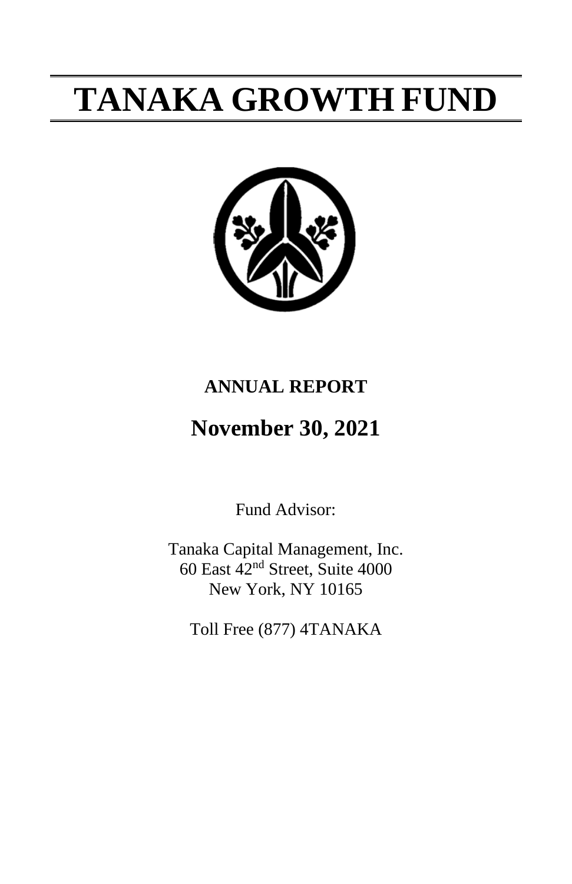# TANAKA GROWTH FUND

## ANNUAL REPORT

## November 30, 2021

Fund Advisor:

Tanaka Capital Management, Inc.
60 East 42nd Street, Suite 4000
New York, NY 10165

Toll Free (877) 4TANAKA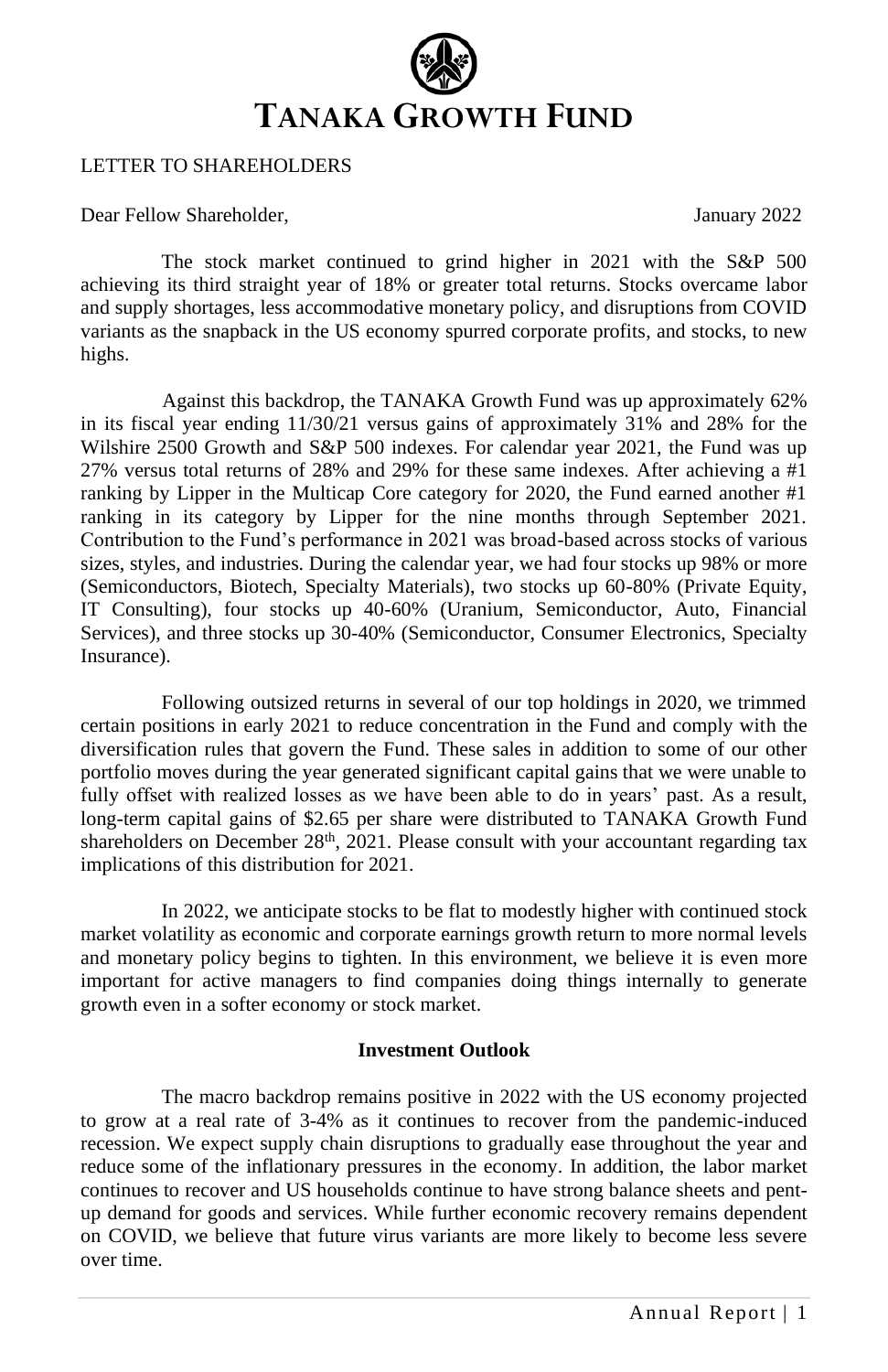# TANAKA GROWTH FUND

LETTER TO SHAREHOLDERS

Dear Fellow Shareholder, January 2022

The stock market continued to grind higher in 2021 with the S&P 500 achieving its third straight year of 18% or greater total returns. Stocks overcame labor and supply shortages, less accommodative monetary policy, and disruptions from COVID variants as the snapback in the US economy spurred corporate profits, and stocks, to new highs.

Against this backdrop, the TANAKA Growth Fund was up approximately 62% in its fiscal year ending 11/30/21 versus gains of approximately 31% and 28% for the Wilshire 2500 Growth and S&P 500 indexes. For calendar year 2021, the Fund was up 27% versus total returns of 28% and 29% for these same indexes. After achieving a #1 ranking by Lipper in the Multicap Core category for 2020, the Fund earned another #1 ranking in its category by Lipper for the nine months through September 2021. Contribution to the Fund's performance in 2021 was broad-based across stocks of various sizes, styles, and industries. During the calendar year, we had four stocks up 98% or more (Semiconductors, Biotech, Specialty Materials), two stocks up 60-80% (Private Equity, IT Consulting), four stocks up 40-60% (Uranium, Semiconductor, Auto, Financial Services), and three stocks up 30-40% (Semiconductor, Consumer Electronics, Specialty Insurance).

Following outsized returns in several of our top holdings in 2020, we trimmed certain positions in early 2021 to reduce concentration in the Fund and comply with the diversification rules that govern the Fund. These sales in addition to some of our other portfolio moves during the year generated significant capital gains that we were unable to fully offset with realized losses as we have been able to do in years' past. As a result, long-term capital gains of $2.65 per share were distributed to TANAKA Growth Fund shareholders on December 28th, 2021. Please consult with your accountant regarding tax implications of this distribution for 2021.

In 2022, we anticipate stocks to be flat to modestly higher with continued stock market volatility as economic and corporate earnings growth return to more normal levels and monetary policy begins to tighten. In this environment, we believe it is even more important for active managers to find companies doing things internally to generate growth even in a softer economy or stock market.

## Investment Outlook

The macro backdrop remains positive in 2022 with the US economy projected to grow at a real rate of 3-4% as it continues to recover from the pandemic-induced recession. We expect supply chain disruptions to gradually ease throughout the year and reduce some of the inflationary pressures in the economy. In addition, the labor market continues to recover and US households continue to have strong balance sheets and pent-up demand for goods and services. While further economic recovery remains dependent on COVID, we believe that future virus variants are more likely to become less severe over time.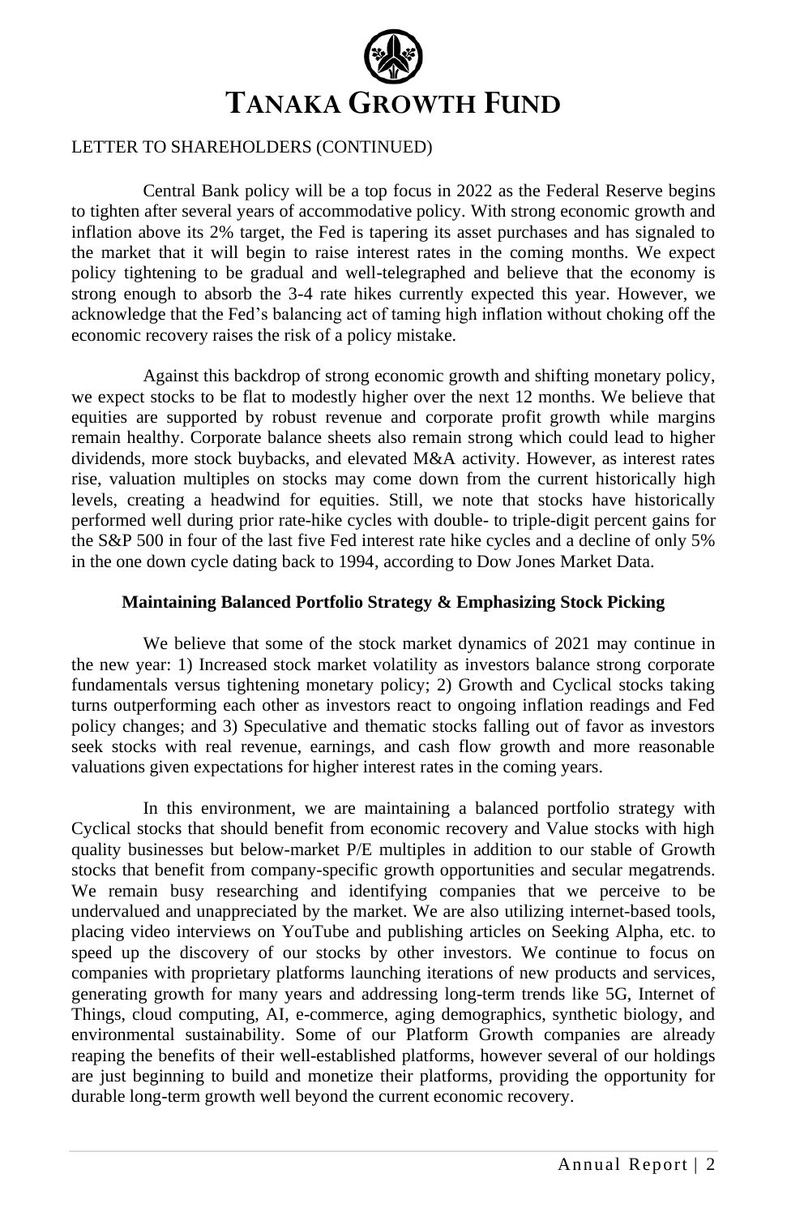# TANAKA GROWTH FUND

LETTER TO SHAREHOLDERS (CONTINUED)

Central Bank policy will be a top focus in 2022 as the Federal Reserve begins to tighten after several years of accommodative policy. With strong economic growth and inflation above its 2% target, the Fed is tapering its asset purchases and has signaled to the market that it will begin to raise interest rates in the coming months. We expect policy tightening to be gradual and well-telegraphed and believe that the economy is strong enough to absorb the 3-4 rate hikes currently expected this year. However, we acknowledge that the Fed's balancing act of taming high inflation without choking off the economic recovery raises the risk of a policy mistake.

Against this backdrop of strong economic growth and shifting monetary policy, we expect stocks to be flat to modestly higher over the next 12 months. We believe that equities are supported by robust revenue and corporate profit growth while margins remain healthy. Corporate balance sheets also remain strong which could lead to higher dividends, more stock buybacks, and elevated M&A activity. However, as interest rates rise, valuation multiples on stocks may come down from the current historically high levels, creating a headwind for equities. Still, we note that stocks have historically performed well during prior rate-hike cycles with double- to triple-digit percent gains for the S&P 500 in four of the last five Fed interest rate hike cycles and a decline of only 5% in the one down cycle dating back to 1994, according to Dow Jones Market Data.

**Maintaining Balanced Portfolio Strategy & Emphasizing Stock Picking**

We believe that some of the stock market dynamics of 2021 may continue in the new year: 1) Increased stock market volatility as investors balance strong corporate fundamentals versus tightening monetary policy; 2) Growth and Cyclical stocks taking turns outperforming each other as investors react to ongoing inflation readings and Fed policy changes; and 3) Speculative and thematic stocks falling out of favor as investors seek stocks with real revenue, earnings, and cash flow growth and more reasonable valuations given expectations for higher interest rates in the coming years.

In this environment, we are maintaining a balanced portfolio strategy with Cyclical stocks that should benefit from economic recovery and Value stocks with high quality businesses but below-market P/E multiples in addition to our stable of Growth stocks that benefit from company-specific growth opportunities and secular megatrends. We remain busy researching and identifying companies that we perceive to be undervalued and unappreciated by the market. We are also utilizing internet-based tools, placing video interviews on YouTube and publishing articles on Seeking Alpha, etc. to speed up the discovery of our stocks by other investors. We continue to focus on companies with proprietary platforms launching iterations of new products and services, generating growth for many years and addressing long-term trends like 5G, Internet of Things, cloud computing, AI, e-commerce, aging demographics, synthetic biology, and environmental sustainability. Some of our Platform Growth companies are already reaping the benefits of their well-established platforms, however several of our holdings are just beginning to build and monetize their platforms, providing the opportunity for durable long-term growth well beyond the current economic recovery.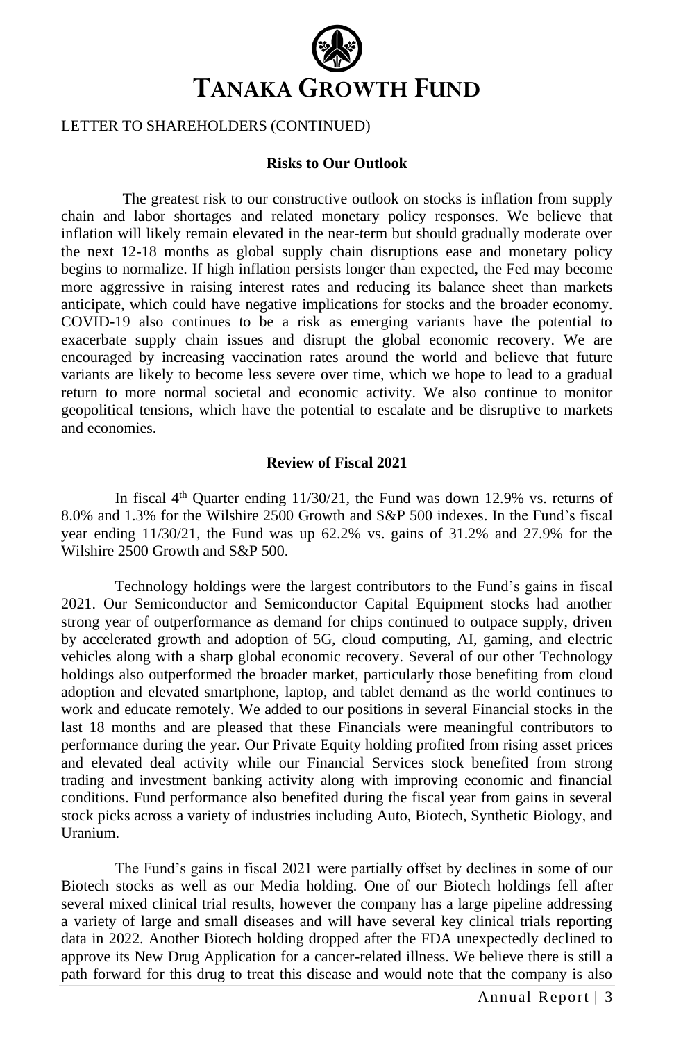LETTER TO SHAREHOLDERS (CONTINUED)

**Risks to Our Outlook**

The greatest risk to our constructive outlook on stocks is inflation from supply chain and labor shortages and related monetary policy responses. We believe that inflation will likely remain elevated in the near-term but should gradually moderate over the next 12-18 months as global supply chain disruptions ease and monetary policy begins to normalize. If high inflation persists longer than expected, the Fed may become more aggressive in raising interest rates and reducing its balance sheet than markets anticipate, which could have negative implications for stocks and the broader economy. COVID-19 also continues to be a risk as emerging variants have the potential to exacerbate supply chain issues and disrupt the global economic recovery. We are encouraged by increasing vaccination rates around the world and believe that future variants are likely to become less severe over time, which we hope to lead to a gradual return to more normal societal and economic activity. We also continue to monitor geopolitical tensions, which have the potential to escalate and be disruptive to markets and economies.

**Review of Fiscal 2021**

In fiscal 4th Quarter ending 11/30/21, the Fund was down 12.9% vs. returns of 8.0% and 1.3% for the Wilshire 2500 Growth and S&P 500 indexes. In the Fund's fiscal year ending 11/30/21, the Fund was up 62.2% vs. gains of 31.2% and 27.9% for the Wilshire 2500 Growth and S&P 500.

Technology holdings were the largest contributors to the Fund's gains in fiscal 2021. Our Semiconductor and Semiconductor Capital Equipment stocks had another strong year of outperformance as demand for chips continued to outpace supply, driven by accelerated growth and adoption of 5G, cloud computing, AI, gaming, and electric vehicles along with a sharp global economic recovery. Several of our other Technology holdings also outperformed the broader market, particularly those benefiting from cloud adoption and elevated smartphone, laptop, and tablet demand as the world continues to work and educate remotely. We added to our positions in several Financial stocks in the last 18 months and are pleased that these Financials were meaningful contributors to performance during the year. Our Private Equity holding profited from rising asset prices and elevated deal activity while our Financial Services stock benefited from strong trading and investment banking activity along with improving economic and financial conditions. Fund performance also benefited during the fiscal year from gains in several stock picks across a variety of industries including Auto, Biotech, Synthetic Biology, and Uranium.

The Fund's gains in fiscal 2021 were partially offset by declines in some of our Biotech stocks as well as our Media holding. One of our Biotech holdings fell after several mixed clinical trial results, however the company has a large pipeline addressing a variety of large and small diseases and will have several key clinical trials reporting data in 2022. Another Biotech holding dropped after the FDA unexpectedly declined to approve its New Drug Application for a cancer-related illness. We believe there is still a path forward for this drug to treat this disease and would note that the company is also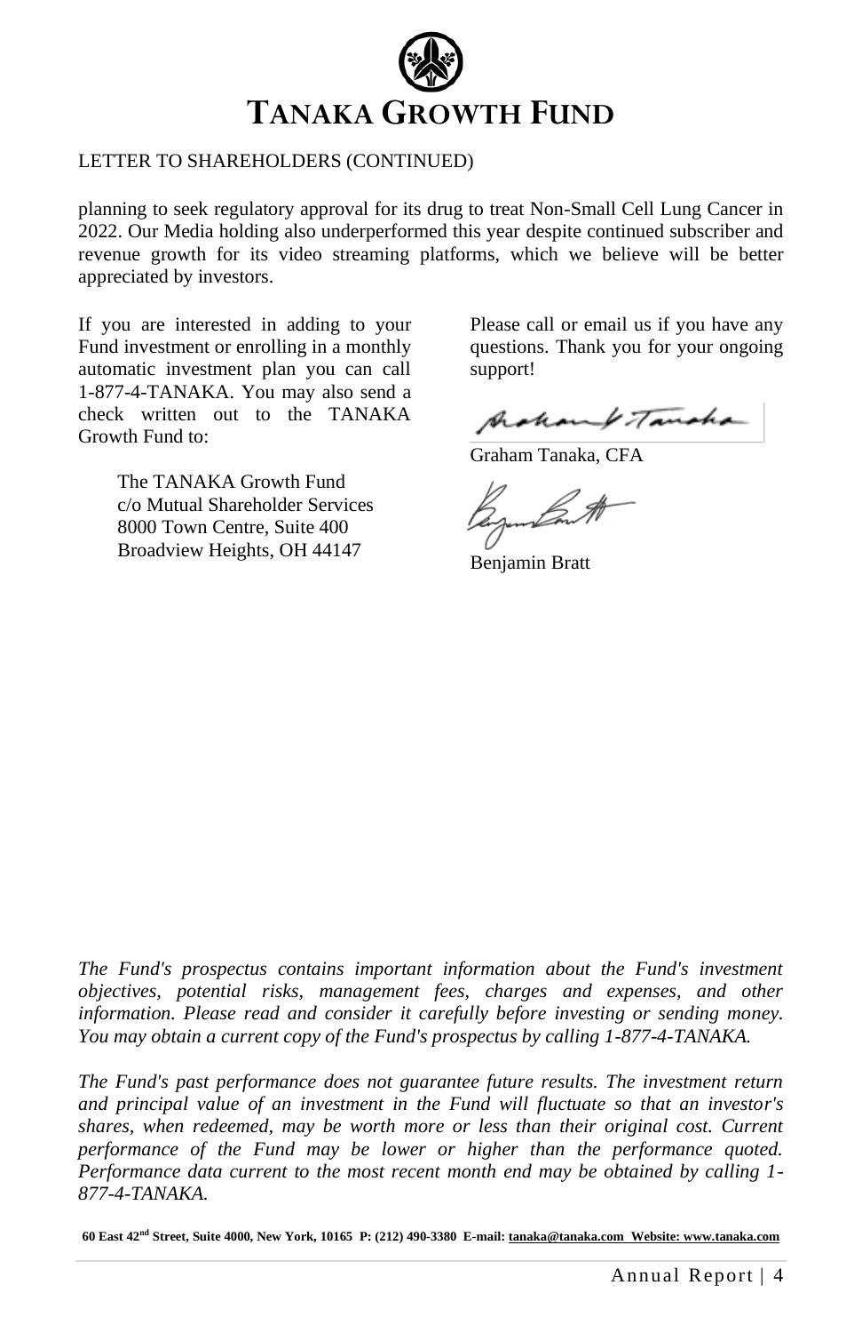# TANAKA GROWTH FUND

LETTER TO SHAREHOLDERS (CONTINUED)

planning to seek regulatory approval for its drug to treat Non-Small Cell Lung Cancer in 2022. Our Media holding also underperformed this year despite continued subscriber and revenue growth for its video streaming platforms, which we believe will be better appreciated by investors.

If you are interested in adding to your Fund investment or enrolling in a monthly automatic investment plan you can call 1-877-4-TANAKA. You may also send a check written out to the TANAKA Growth Fund to:

> The TANAKA Growth Fund
> c/o Mutual Shareholder Services
> 8000 Town Centre, Suite 400
> Broadview Heights, OH 44147

Please call or email us if you have any questions. Thank you for your ongoing support!

Graham Tanaka, CFA

Benjamin Bratt

*The Fund's prospectus contains important information about the Fund's investment objectives, potential risks, management fees, charges and expenses, and other information. Please read and consider it carefully before investing or sending money. You may obtain a current copy of the Fund's prospectus by calling 1-877-4-TANAKA.*

*The Fund's past performance does not guarantee future results. The investment return and principal value of an investment in the Fund will fluctuate so that an investor's shares, when redeemed, may be worth more or less than their original cost. Current performance of the Fund may be lower or higher than the performance quoted. Performance data current to the most recent month end may be obtained by calling 1-877-4-TANAKA.*

**60 East 42nd Street, Suite 4000, New York, 10165 P: (212) 490-3380 E-mail: tanaka@tanaka.com Website: www.tanaka.com**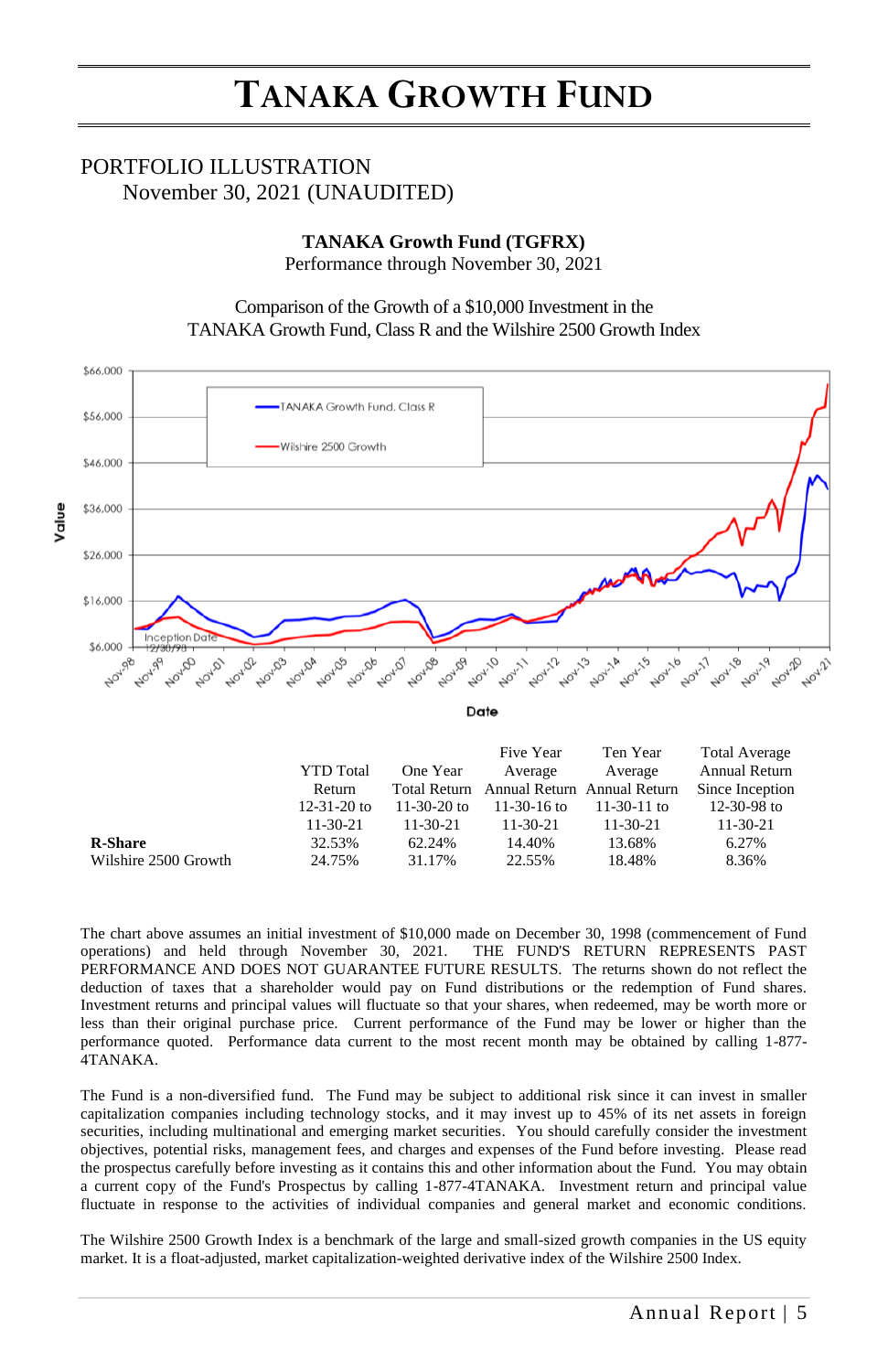# TANAKA GROWTH FUND

PORTFOLIO ILLUSTRATION
November 30, 2021 (UNAUDITED)

**TANAKA Growth Fund (TGFRX)**
Performance through November 30, 2021

Comparison of the Growth of a $10,000 Investment in the TANAKA Growth Fund, Class R and the Wilshire 2500 Growth Index

| | YTD Total Return 12-31-20 to 11-30-21 | One Year Total Return 11-30-20 to 11-30-21 | Five Year Average Annual Return 11-30-16 to 11-30-21 | Ten Year Average Annual Return 11-30-11 to 11-30-21 | Total Average Annual Return Since Inception 12-30-98 to 11-30-21 |
|---|---|---|---|---|---|
| **R-Share** | 32.53% | 62.24% | 14.40% | 13.68% | 6.27% |
| Wilshire 2500 Growth | 24.75% | 31.17% | 22.55% | 18.48% | 8.36% |

The chart above assumes an initial investment of $10,000 made on December 30, 1998 (commencement of Fund operations) and held through November 30, 2021. THE FUND'S RETURN REPRESENTS PAST PERFORMANCE AND DOES NOT GUARANTEE FUTURE RESULTS. The returns shown do not reflect the deduction of taxes that a shareholder would pay on Fund distributions or the redemption of Fund shares. Investment returns and principal values will fluctuate so that your shares, when redeemed, may be worth more or less than their original purchase price. Current performance of the Fund may be lower or higher than the performance quoted. Performance data current to the most recent month may be obtained by calling 1-877-4TANAKA.

The Fund is a non-diversified fund. The Fund may be subject to additional risk since it can invest in smaller capitalization companies including technology stocks, and it may invest up to 45% of its net assets in foreign securities, including multinational and emerging market securities. You should carefully consider the investment objectives, potential risks, management fees, and charges and expenses of the Fund before investing. Please read the prospectus carefully before investing as it contains this and other information about the Fund. You may obtain a current copy of the Fund's Prospectus by calling 1-877-4TANAKA. Investment return and principal value fluctuate in response to the activities of individual companies and general market and economic conditions.

The Wilshire 2500 Growth Index is a benchmark of the large and small-sized growth companies in the US equity market. It is a float-adjusted, market capitalization-weighted derivative index of the Wilshire 2500 Index.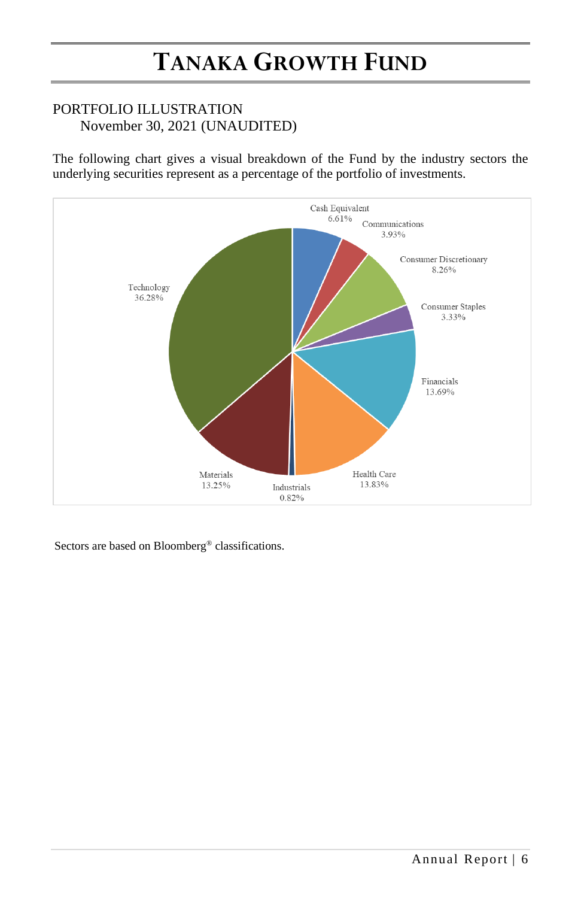# TANAKA GROWTH FUND

PORTFOLIO ILLUSTRATION
November 30, 2021 (UNAUDITED)

The following chart gives a visual breakdown of the Fund by the industry sectors the underlying securities represent as a percentage of the portfolio of investments.

| Sector | Percentage |
|---|---|
| Cash Equivalent | 6.61% |
| Communications | 3.93% |
| Consumer Discretionary | 8.26% |
| Consumer Staples | 3.33% |
| Financials | 13.69% |
| Health Care | 13.83% |
| Industrials | 0.82% |
| Materials | 13.25% |
| Technology | 36.28% |

Sectors are based on Bloomberg® classifications.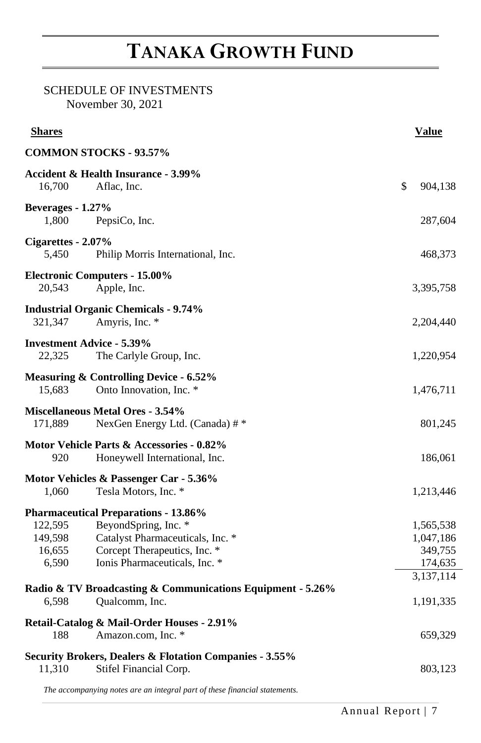# TANAKA GROWTH FUND

SCHEDULE OF INVESTMENTS
November 30, 2021

| Shares | | Value |
|---|---|---|
| **COMMON STOCKS - 93.57%** | | |
| **Accident & Health Insurance - 3.99%** | | |
| 16,700 | Aflac, Inc. | $ 904,138 |
| **Beverages - 1.27%** | | |
| 1,800 | PepsiCo, Inc. | 287,604 |
| **Cigarettes - 2.07%** | | |
| 5,450 | Philip Morris International, Inc. | 468,373 |
| **Electronic Computers - 15.00%** | | |
| 20,543 | Apple, Inc. | 3,395,758 |
| **Industrial Organic Chemicals - 9.74%** | | |
| 321,347 | Amyris, Inc. * | 2,204,440 |
| **Investment Advice - 5.39%** | | |
| 22,325 | The Carlyle Group, Inc. | 1,220,954 |
| **Measuring & Controlling Device - 6.52%** | | |
| 15,683 | Onto Innovation, Inc. * | 1,476,711 |
| **Miscellaneous Metal Ores - 3.54%** | | |
| 171,889 | NexGen Energy Ltd. (Canada) # * | 801,245 |
| **Motor Vehicle Parts & Accessories - 0.82%** | | |
| 920 | Honeywell International, Inc. | 186,061 |
| **Motor Vehicles & Passenger Car - 5.36%** | | |
| 1,060 | Tesla Motors, Inc. * | 1,213,446 |
| **Pharmaceutical Preparations - 13.86%** | | |
| 122,595 | BeyondSpring, Inc. * | 1,565,538 |
| 149,598 | Catalyst Pharmaceuticals, Inc. * | 1,047,186 |
| 16,655 | Corcept Therapeutics, Inc. * | 349,755 |
| 6,590 | Ionis Pharmaceuticals, Inc. * | 174,635 |
| | | 3,137,114 |
| **Radio & TV Broadcasting & Communications Equipment - 5.26%** | | |
| 6,598 | Qualcomm, Inc. | 1,191,335 |
| **Retail-Catalog & Mail-Order Houses - 2.91%** | | |
| 188 | Amazon.com, Inc. * | 659,329 |
| **Security Brokers, Dealers & Flotation Companies - 3.55%** | | |
| 11,310 | Stifel Financial Corp. | 803,123 |

*The accompanying notes are an integral part of these financial statements.*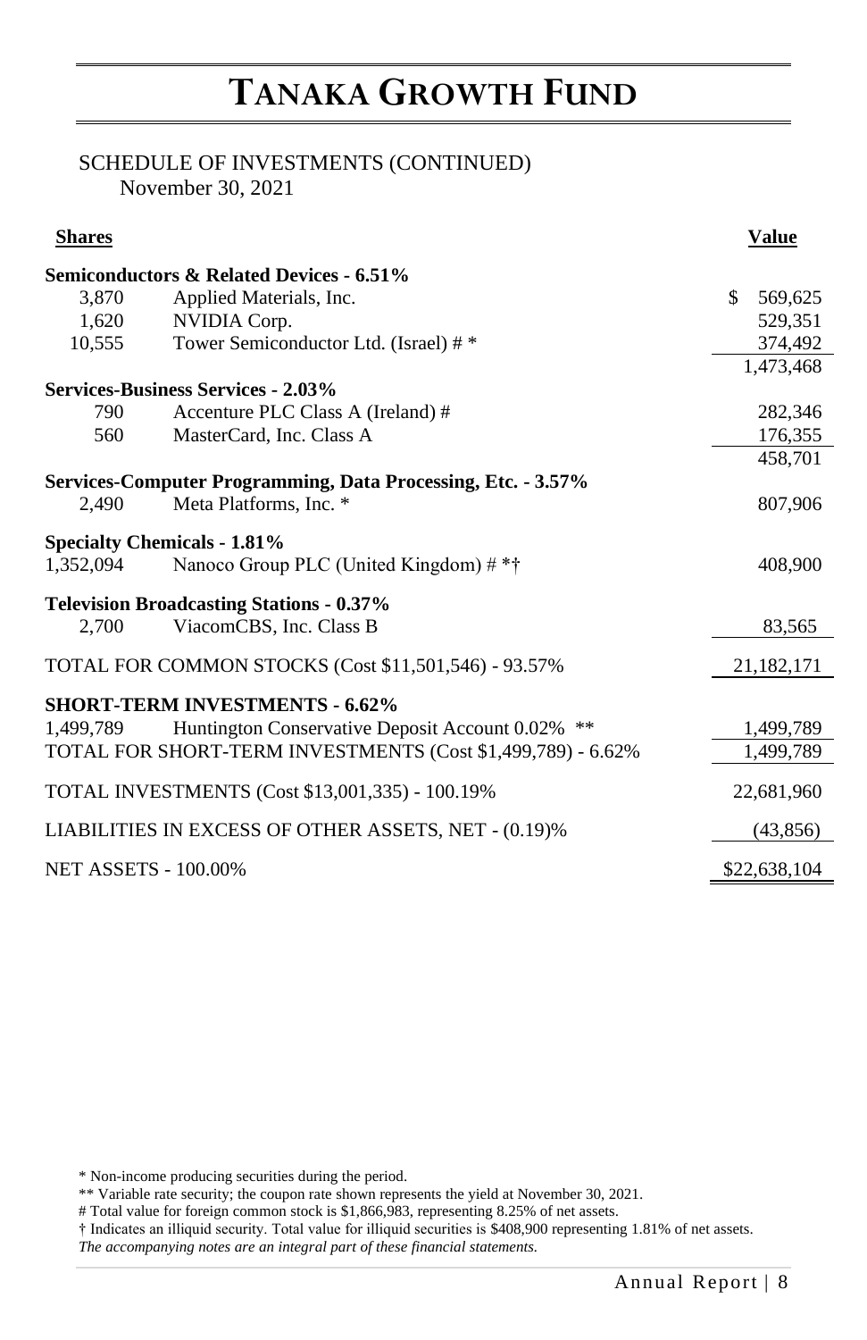# TANAKA GROWTH FUND

SCHEDULE OF INVESTMENTS (CONTINUED)
November 30, 2021

| Shares | | Value |
|---|---|---|
| **Semiconductors & Related Devices - 6.51%** | | |
| 3,870 | Applied Materials, Inc. | $ 569,625 |
| 1,620 | NVIDIA Corp. | 529,351 |
| 10,555 | Tower Semiconductor Ltd. (Israel) # * | 374,492 |
| | | 1,473,468 |
| **Services-Business Services - 2.03%** | | |
| 790 | Accenture PLC Class A (Ireland) # | 282,346 |
| 560 | MasterCard, Inc. Class A | 176,355 |
| | | 458,701 |
| **Services-Computer Programming, Data Processing, Etc. - 3.57%** | | |
| 2,490 | Meta Platforms, Inc. * | 807,906 |
| **Specialty Chemicals - 1.81%** | | |
| 1,352,094 | Nanoco Group PLC (United Kingdom) # *† | 408,900 |
| **Television Broadcasting Stations - 0.37%** | | |
| 2,700 | ViacomCBS, Inc. Class B | 83,565 |
| TOTAL FOR COMMON STOCKS (Cost $11,501,546) - 93.57% | | 21,182,171 |
| **SHORT-TERM INVESTMENTS - 6.62%** | | |
| 1,499,789 | Huntington Conservative Deposit Account 0.02% ** | 1,499,789 |
| TOTAL FOR SHORT-TERM INVESTMENTS (Cost $1,499,789) - 6.62% | | 1,499,789 |
| TOTAL INVESTMENTS (Cost $13,001,335) - 100.19% | | 22,681,960 |
| LIABILITIES IN EXCESS OF OTHER ASSETS, NET - (0.19)% | | (43,856) |
| NET ASSETS - 100.00% | | $22,638,104 |

\* Non-income producing securities during the period.

** Variable rate security; the coupon rate shown represents the yield at November 30, 2021.

# Total value for foreign common stock is $1,866,983, representing 8.25% of net assets.

† Indicates an illiquid security. Total value for illiquid securities is $408,900 representing 1.81% of net assets.

*The accompanying notes are an integral part of these financial statements.*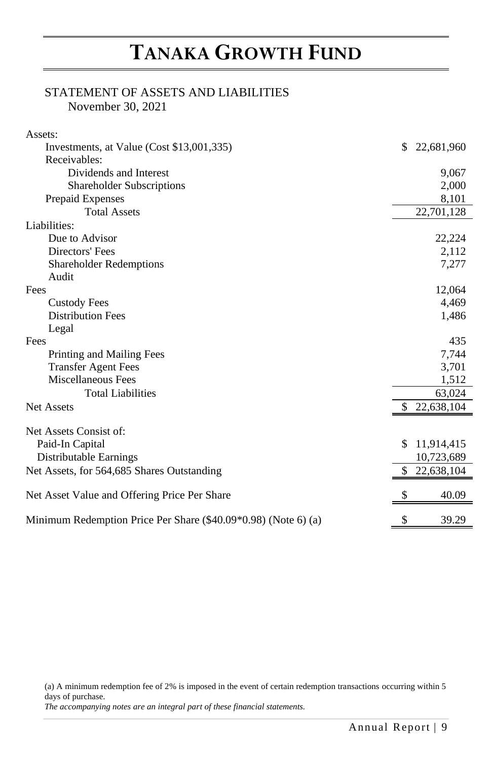# TANAKA GROWTH FUND

STATEMENT OF ASSETS AND LIABILITIES
November 30, 2021

| | |
|---|---|
| Assets: | |
| Investments, at Value (Cost $13,001,335) | $ 22,681,960 |
| Receivables: | |
| Dividends and Interest | 9,067 |
| Shareholder Subscriptions | 2,000 |
| Prepaid Expenses | 8,101 |
| Total Assets | 22,701,128 |
| Liabilities: | |
| Due to Advisor | 22,224 |
| Directors' Fees | 2,112 |
| Shareholder Redemptions | 7,277 |
| Audit Fees | 12,064 |
| Custody Fees | 4,469 |
| Distribution Fees | 1,486 |
| Legal Fees | 435 |
| Printing and Mailing Fees | 7,744 |
| Transfer Agent Fees | 3,701 |
| Miscellaneous Fees | 1,512 |
| Total Liabilities | 63,024 |
| Net Assets | $ 22,638,104 |
| | |
| Net Assets Consist of: | |
| Paid-In Capital | $ 11,914,415 |
| Distributable Earnings | 10,723,689 |
| Net Assets, for 564,685 Shares Outstanding | $ 22,638,104 |
| | |
| Net Asset Value and Offering Price Per Share | $ 40.09 |
| | |
| Minimum Redemption Price Per Share ($40.09*0.98) (Note 6) (a) | $ 39.29 |

(a) A minimum redemption fee of 2% is imposed in the event of certain redemption transactions occurring within 5 days of purchase.

*The accompanying notes are an integral part of these financial statements.*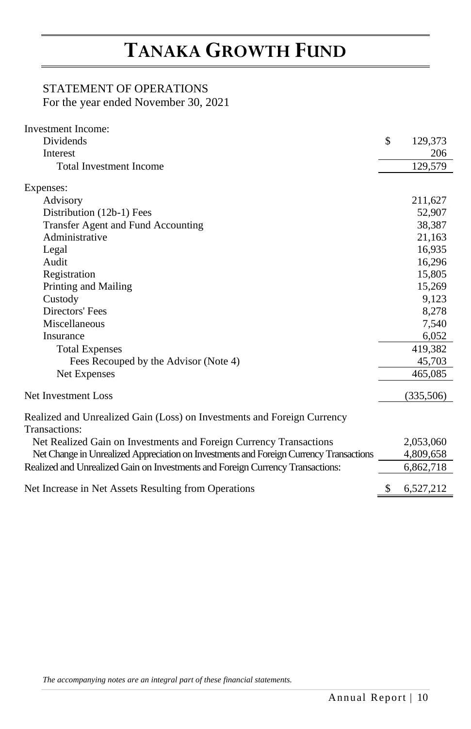# TANAKA GROWTH FUND

STATEMENT OF OPERATIONS
For the year ended November 30, 2021

| | |
|---|---|
| **Investment Income:** | |
| Dividends | $ 129,373 |
| Interest | 206 |
| Total Investment Income | 129,579 |
| **Expenses:** | |
| Advisory | 211,627 |
| Distribution (12b-1) Fees | 52,907 |
| Transfer Agent and Fund Accounting | 38,387 |
| Administrative | 21,163 |
| Legal | 16,935 |
| Audit | 16,296 |
| Registration | 15,805 |
| Printing and Mailing | 15,269 |
| Custody | 9,123 |
| Directors' Fees | 8,278 |
| Miscellaneous | 7,540 |
| Insurance | 6,052 |
| Total Expenses | 419,382 |
| Fees Recouped by the Advisor (Note 4) | 45,703 |
| Net Expenses | 465,085 |
| Net Investment Loss | (335,506) |
| **Realized and Unrealized Gain (Loss) on Investments and Foreign Currency Transactions:** | |
| Net Realized Gain on Investments and Foreign Currency Transactions | 2,053,060 |
| Net Change in Unrealized Appreciation on Investments and Foreign Currency Transactions | 4,809,658 |
| Realized and Unrealized Gain on Investments and Foreign Currency Transactions: | 6,862,718 |
| Net Increase in Net Assets Resulting from Operations | $ 6,527,212 |

*The accompanying notes are an integral part of these financial statements.*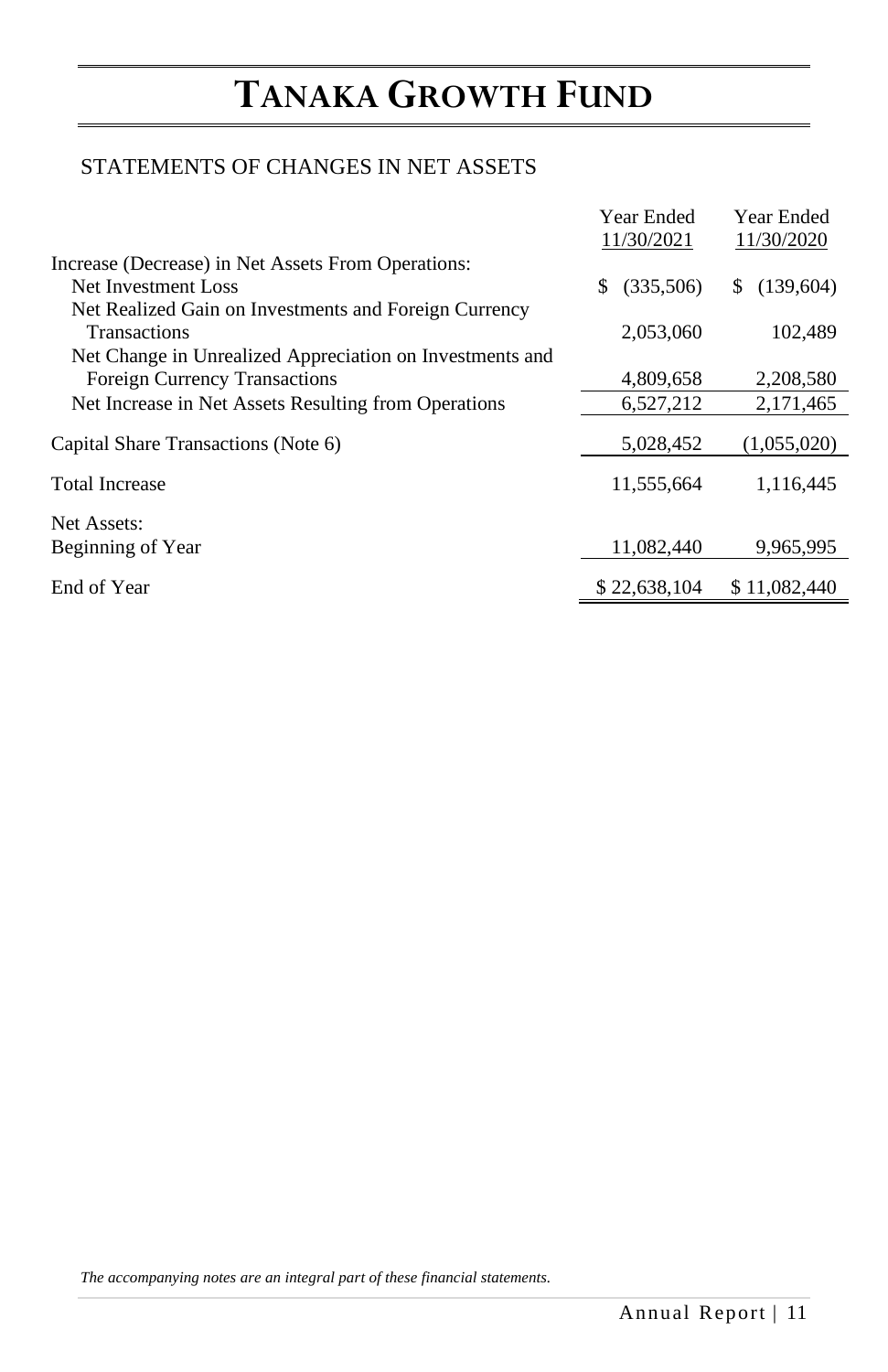# TANAKA GROWTH FUND

## STATEMENTS OF CHANGES IN NET ASSETS

| | Year Ended 11/30/2021 | Year Ended 11/30/2020 |
|---|---|---|
| Increase (Decrease) in Net Assets From Operations: | | |
| Net Investment Loss | $ (335,506) | $ (139,604) |
| Net Realized Gain on Investments and Foreign Currency Transactions | 2,053,060 | 102,489 |
| Net Change in Unrealized Appreciation on Investments and Foreign Currency Transactions | 4,809,658 | 2,208,580 |
| Net Increase in Net Assets Resulting from Operations | 6,527,212 | 2,171,465 |
| Capital Share Transactions (Note 6) | 5,028,452 | (1,055,020) |
| Total Increase | 11,555,664 | 1,116,445 |
| Net Assets: | | |
| Beginning of Year | 11,082,440 | 9,965,995 |
| End of Year | $ 22,638,104 | $ 11,082,440 |

*The accompanying notes are an integral part of these financial statements.*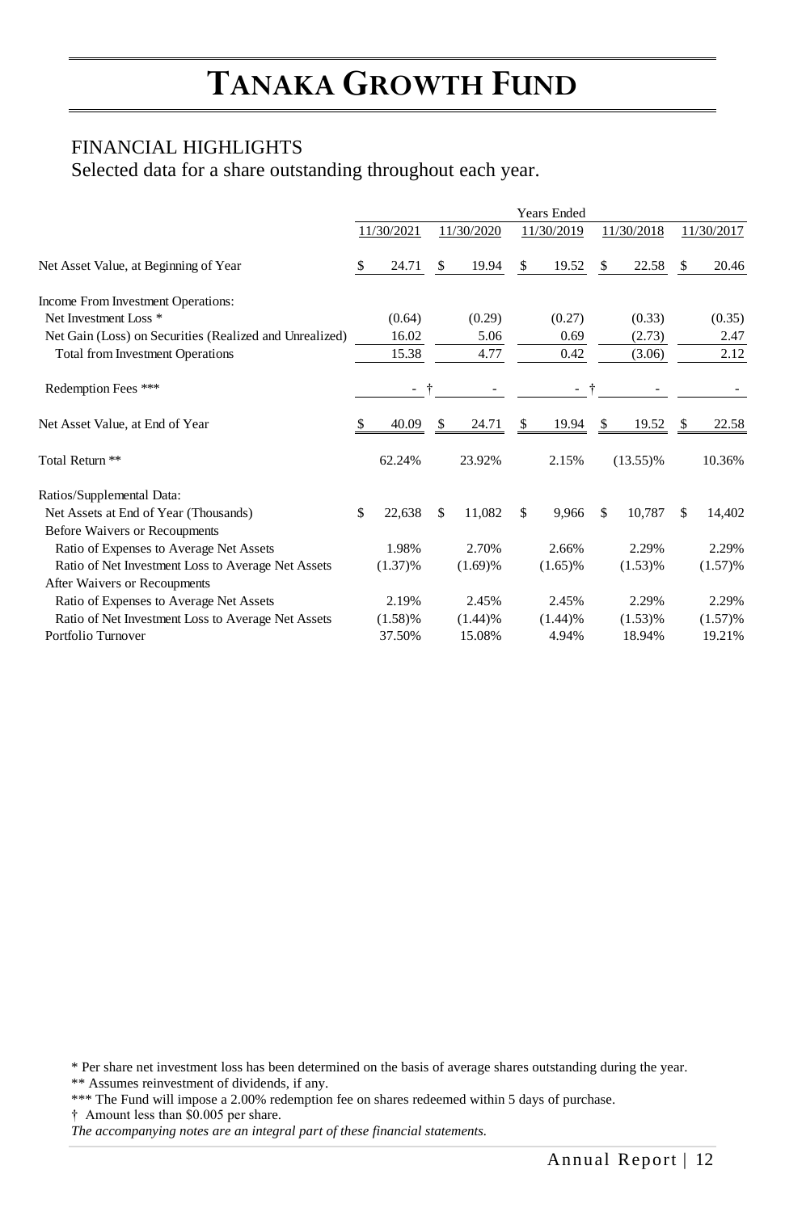# TANAKA GROWTH FUND

FINANCIAL HIGHLIGHTS

Selected data for a share outstanding throughout each year.

| | Years Ended | | | | |
|---|---|---|---|---|---|
| | 11/30/2021 | 11/30/2020 | 11/30/2019 | 11/30/2018 | 11/30/2017 |
| Net Asset Value, at Beginning of Year | $ 24.71 | $ 19.94 | $ 19.52 | $ 22.58 | $ 20.46 |
| Income From Investment Operations: | | | | | |
| Net Investment Loss * | (0.64) | (0.29) | (0.27) | (0.33) | (0.35) |
| Net Gain (Loss) on Securities (Realized and Unrealized) | 16.02 | 5.06 | 0.69 | (2.73) | 2.47 |
| Total from Investment Operations | 15.38 | 4.77 | 0.42 | (3.06) | 2.12 |
| Redemption Fees *** | - † | - | - † | - | - |
| Net Asset Value, at End of Year | $ 40.09 | $ 24.71 | $ 19.94 | $ 19.52 | $ 22.58 |
| Total Return ** | 62.24% | 23.92% | 2.15% | (13.55)% | 10.36% |
| Ratios/Supplemental Data: | | | | | |
| Net Assets at End of Year (Thousands) | $ 22,638 | $ 11,082 | $ 9,966 | $ 10,787 | $ 14,402 |
| Before Waivers or Recoupments | | | | | |
| Ratio of Expenses to Average Net Assets | 1.98% | 2.70% | 2.66% | 2.29% | 2.29% |
| Ratio of Net Investment Loss to Average Net Assets | (1.37)% | (1.69)% | (1.65)% | (1.53)% | (1.57)% |
| After Waivers or Recoupments | | | | | |
| Ratio of Expenses to Average Net Assets | 2.19% | 2.45% | 2.45% | 2.29% | 2.29% |
| Ratio of Net Investment Loss to Average Net Assets | (1.58)% | (1.44)% | (1.44)% | (1.53)% | (1.57)% |
| Portfolio Turnover | 37.50% | 15.08% | 4.94% | 18.94% | 19.21% |

\* Per share net investment loss has been determined on the basis of average shares outstanding during the year.

\*\* Assumes reinvestment of dividends, if any.

\*\*\* The Fund will impose a 2.00% redemption fee on shares redeemed within 5 days of purchase.

† Amount less than $0.005 per share.

*The accompanying notes are an integral part of these financial statements.*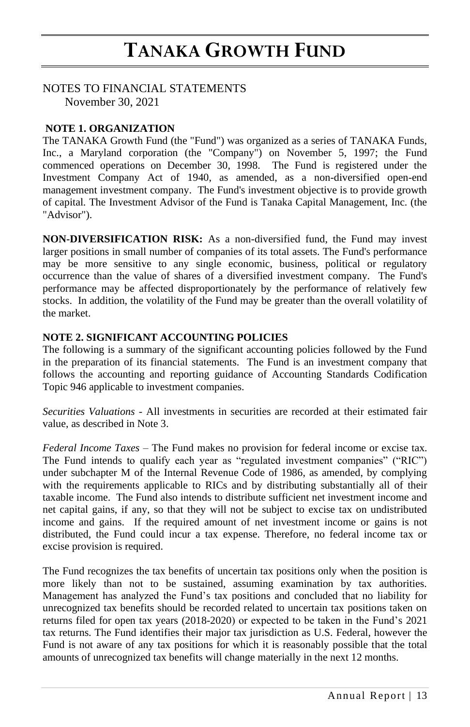# TANAKA GROWTH FUND

## NOTES TO FINANCIAL STATEMENTS
November 30, 2021

**NOTE 1. ORGANIZATION**

The TANAKA Growth Fund (the "Fund") was organized as a series of TANAKA Funds, Inc., a Maryland corporation (the "Company") on November 5, 1997; the Fund commenced operations on December 30, 1998. The Fund is registered under the Investment Company Act of 1940, as amended, as a non-diversified open-end management investment company. The Fund's investment objective is to provide growth of capital. The Investment Advisor of the Fund is Tanaka Capital Management, Inc. (the "Advisor").

**NON-DIVERSIFICATION RISK:** As a non-diversified fund, the Fund may invest larger positions in small number of companies of its total assets. The Fund's performance may be more sensitive to any single economic, business, political or regulatory occurrence than the value of shares of a diversified investment company. The Fund's performance may be affected disproportionately by the performance of relatively few stocks. In addition, the volatility of the Fund may be greater than the overall volatility of the market.

**NOTE 2. SIGNIFICANT ACCOUNTING POLICIES**

The following is a summary of the significant accounting policies followed by the Fund in the preparation of its financial statements. The Fund is an investment company that follows the accounting and reporting guidance of Accounting Standards Codification Topic 946 applicable to investment companies.

*Securities Valuations* - All investments in securities are recorded at their estimated fair value, as described in Note 3.

*Federal Income Taxes* – The Fund makes no provision for federal income or excise tax. The Fund intends to qualify each year as "regulated investment companies" ("RIC") under subchapter M of the Internal Revenue Code of 1986, as amended, by complying with the requirements applicable to RICs and by distributing substantially all of their taxable income. The Fund also intends to distribute sufficient net investment income and net capital gains, if any, so that they will not be subject to excise tax on undistributed income and gains. If the required amount of net investment income or gains is not distributed, the Fund could incur a tax expense. Therefore, no federal income tax or excise provision is required.

The Fund recognizes the tax benefits of uncertain tax positions only when the position is more likely than not to be sustained, assuming examination by tax authorities. Management has analyzed the Fund's tax positions and concluded that no liability for unrecognized tax benefits should be recorded related to uncertain tax positions taken on returns filed for open tax years (2018-2020) or expected to be taken in the Fund's 2021 tax returns. The Fund identifies their major tax jurisdiction as U.S. Federal, however the Fund is not aware of any tax positions for which it is reasonably possible that the total amounts of unrecognized tax benefits will change materially in the next 12 months.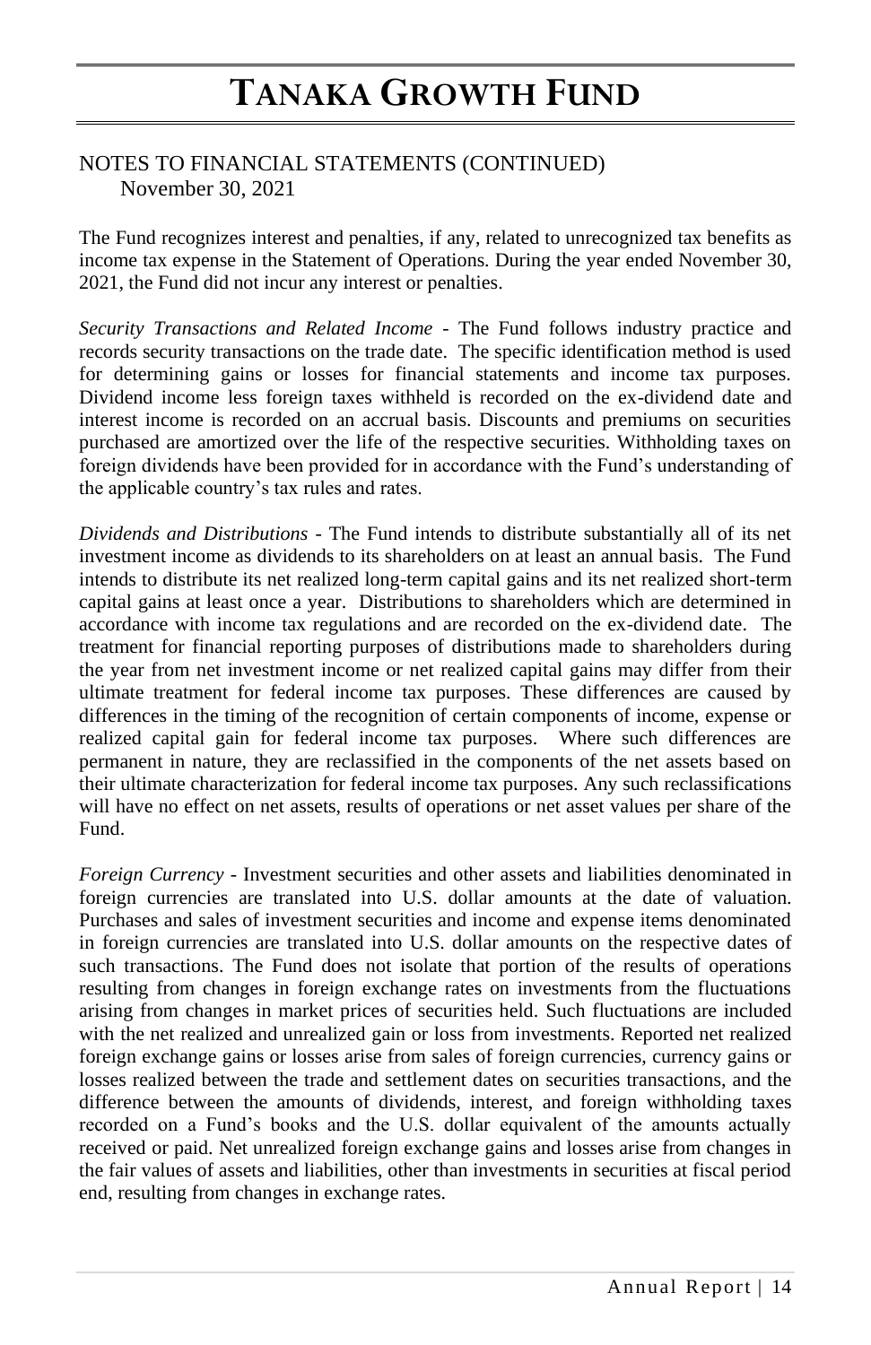NOTES TO FINANCIAL STATEMENTS (CONTINUED)
November 30, 2021

The Fund recognizes interest and penalties, if any, related to unrecognized tax benefits as income tax expense in the Statement of Operations. During the year ended November 30, 2021, the Fund did not incur any interest or penalties.

*Security Transactions and Related Income* - The Fund follows industry practice and records security transactions on the trade date. The specific identification method is used for determining gains or losses for financial statements and income tax purposes. Dividend income less foreign taxes withheld is recorded on the ex-dividend date and interest income is recorded on an accrual basis. Discounts and premiums on securities purchased are amortized over the life of the respective securities. Withholding taxes on foreign dividends have been provided for in accordance with the Fund's understanding of the applicable country's tax rules and rates.

*Dividends and Distributions* - The Fund intends to distribute substantially all of its net investment income as dividends to its shareholders on at least an annual basis. The Fund intends to distribute its net realized long-term capital gains and its net realized short-term capital gains at least once a year. Distributions to shareholders which are determined in accordance with income tax regulations and are recorded on the ex-dividend date. The treatment for financial reporting purposes of distributions made to shareholders during the year from net investment income or net realized capital gains may differ from their ultimate treatment for federal income tax purposes. These differences are caused by differences in the timing of the recognition of certain components of income, expense or realized capital gain for federal income tax purposes. Where such differences are permanent in nature, they are reclassified in the components of the net assets based on their ultimate characterization for federal income tax purposes. Any such reclassifications will have no effect on net assets, results of operations or net asset values per share of the Fund.

*Foreign Currency* - Investment securities and other assets and liabilities denominated in foreign currencies are translated into U.S. dollar amounts at the date of valuation. Purchases and sales of investment securities and income and expense items denominated in foreign currencies are translated into U.S. dollar amounts on the respective dates of such transactions. The Fund does not isolate that portion of the results of operations resulting from changes in foreign exchange rates on investments from the fluctuations arising from changes in market prices of securities held. Such fluctuations are included with the net realized and unrealized gain or loss from investments. Reported net realized foreign exchange gains or losses arise from sales of foreign currencies, currency gains or losses realized between the trade and settlement dates on securities transactions, and the difference between the amounts of dividends, interest, and foreign withholding taxes recorded on a Fund's books and the U.S. dollar equivalent of the amounts actually received or paid. Net unrealized foreign exchange gains and losses arise from changes in the fair values of assets and liabilities, other than investments in securities at fiscal period end, resulting from changes in exchange rates.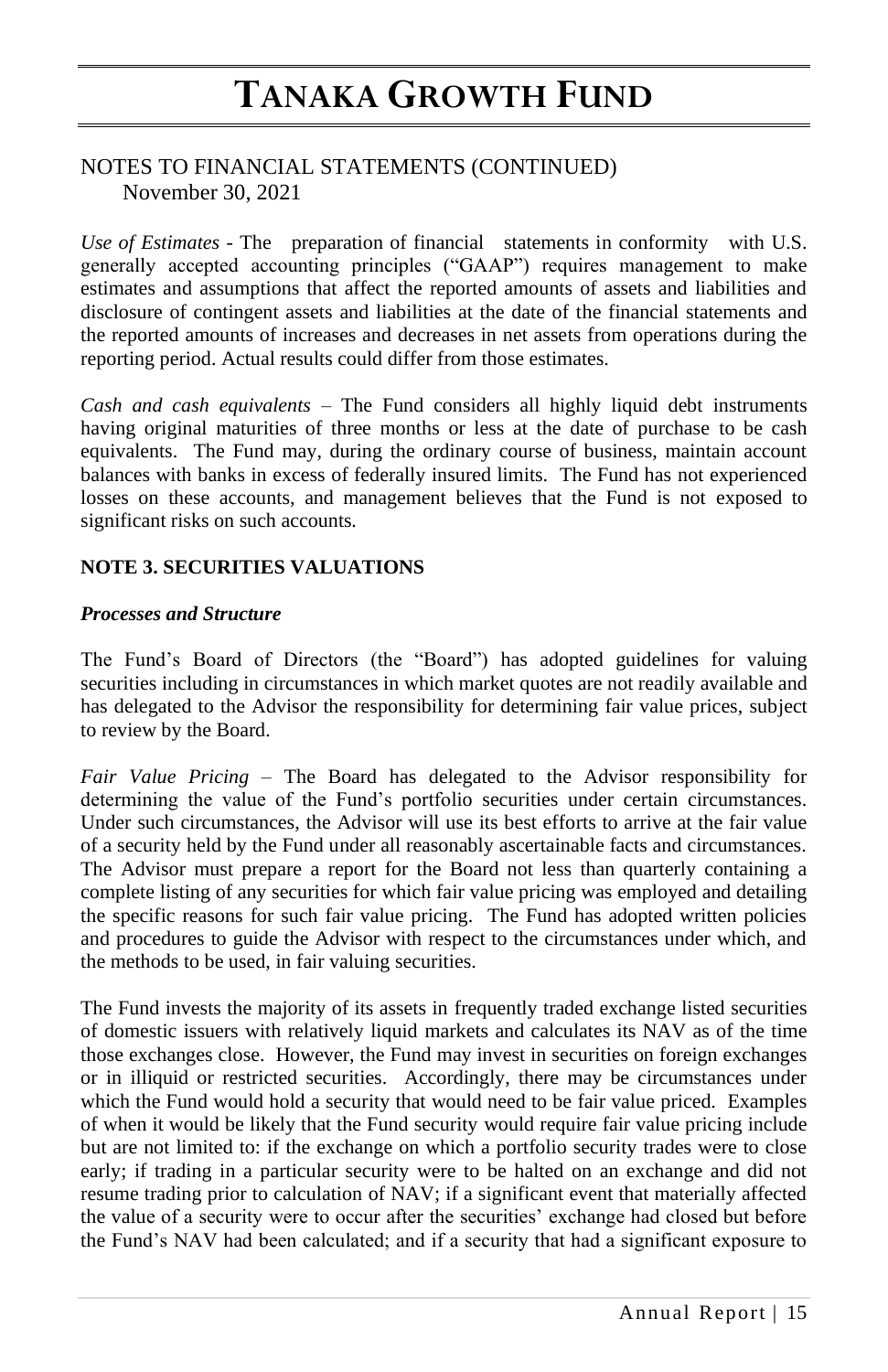# TANAKA GROWTH FUND

NOTES TO FINANCIAL STATEMENTS (CONTINUED)
November 30, 2021

*Use of Estimates* - The preparation of financial statements in conformity with U.S. generally accepted accounting principles ("GAAP") requires management to make estimates and assumptions that affect the reported amounts of assets and liabilities and disclosure of contingent assets and liabilities at the date of the financial statements and the reported amounts of increases and decreases in net assets from operations during the reporting period. Actual results could differ from those estimates.

*Cash and cash equivalents* – The Fund considers all highly liquid debt instruments having original maturities of three months or less at the date of purchase to be cash equivalents. The Fund may, during the ordinary course of business, maintain account balances with banks in excess of federally insured limits. The Fund has not experienced losses on these accounts, and management believes that the Fund is not exposed to significant risks on such accounts.

**NOTE 3. SECURITIES VALUATIONS**

***Processes and Structure***

The Fund's Board of Directors (the "Board") has adopted guidelines for valuing securities including in circumstances in which market quotes are not readily available and has delegated to the Advisor the responsibility for determining fair value prices, subject to review by the Board.

*Fair Value Pricing* – The Board has delegated to the Advisor responsibility for determining the value of the Fund's portfolio securities under certain circumstances. Under such circumstances, the Advisor will use its best efforts to arrive at the fair value of a security held by the Fund under all reasonably ascertainable facts and circumstances. The Advisor must prepare a report for the Board not less than quarterly containing a complete listing of any securities for which fair value pricing was employed and detailing the specific reasons for such fair value pricing. The Fund has adopted written policies and procedures to guide the Advisor with respect to the circumstances under which, and the methods to be used, in fair valuing securities.

The Fund invests the majority of its assets in frequently traded exchange listed securities of domestic issuers with relatively liquid markets and calculates its NAV as of the time those exchanges close. However, the Fund may invest in securities on foreign exchanges or in illiquid or restricted securities. Accordingly, there may be circumstances under which the Fund would hold a security that would need to be fair value priced. Examples of when it would be likely that the Fund security would require fair value pricing include but are not limited to: if the exchange on which a portfolio security trades were to close early; if trading in a particular security were to be halted on an exchange and did not resume trading prior to calculation of NAV; if a significant event that materially affected the value of a security were to occur after the securities' exchange had closed but before the Fund's NAV had been calculated; and if a security that had a significant exposure to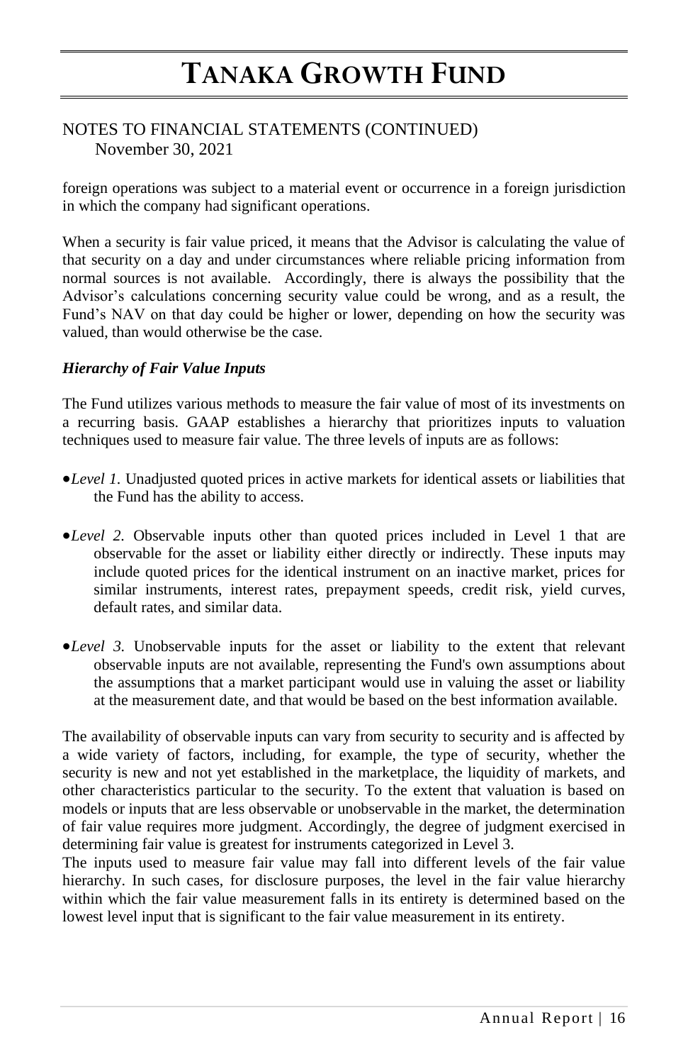# TANAKA GROWTH FUND

NOTES TO FINANCIAL STATEMENTS (CONTINUED)
November 30, 2021

foreign operations was subject to a material event or occurrence in a foreign jurisdiction in which the company had significant operations.

When a security is fair value priced, it means that the Advisor is calculating the value of that security on a day and under circumstances where reliable pricing information from normal sources is not available. Accordingly, there is always the possibility that the Advisor's calculations concerning security value could be wrong, and as a result, the Fund's NAV on that day could be higher or lower, depending on how the security was valued, than would otherwise be the case.

***Hierarchy of Fair Value Inputs***

The Fund utilizes various methods to measure the fair value of most of its investments on a recurring basis. GAAP establishes a hierarchy that prioritizes inputs to valuation techniques used to measure fair value. The three levels of inputs are as follows:

- *Level 1.* Unadjusted quoted prices in active markets for identical assets or liabilities that the Fund has the ability to access.
- *Level 2.* Observable inputs other than quoted prices included in Level 1 that are observable for the asset or liability either directly or indirectly. These inputs may include quoted prices for the identical instrument on an inactive market, prices for similar instruments, interest rates, prepayment speeds, credit risk, yield curves, default rates, and similar data.
- *Level 3.* Unobservable inputs for the asset or liability to the extent that relevant observable inputs are not available, representing the Fund's own assumptions about the assumptions that a market participant would use in valuing the asset or liability at the measurement date, and that would be based on the best information available.

The availability of observable inputs can vary from security to security and is affected by a wide variety of factors, including, for example, the type of security, whether the security is new and not yet established in the marketplace, the liquidity of markets, and other characteristics particular to the security. To the extent that valuation is based on models or inputs that are less observable or unobservable in the market, the determination of fair value requires more judgment. Accordingly, the degree of judgment exercised in determining fair value is greatest for instruments categorized in Level 3.

The inputs used to measure fair value may fall into different levels of the fair value hierarchy. In such cases, for disclosure purposes, the level in the fair value hierarchy within which the fair value measurement falls in its entirety is determined based on the lowest level input that is significant to the fair value measurement in its entirety.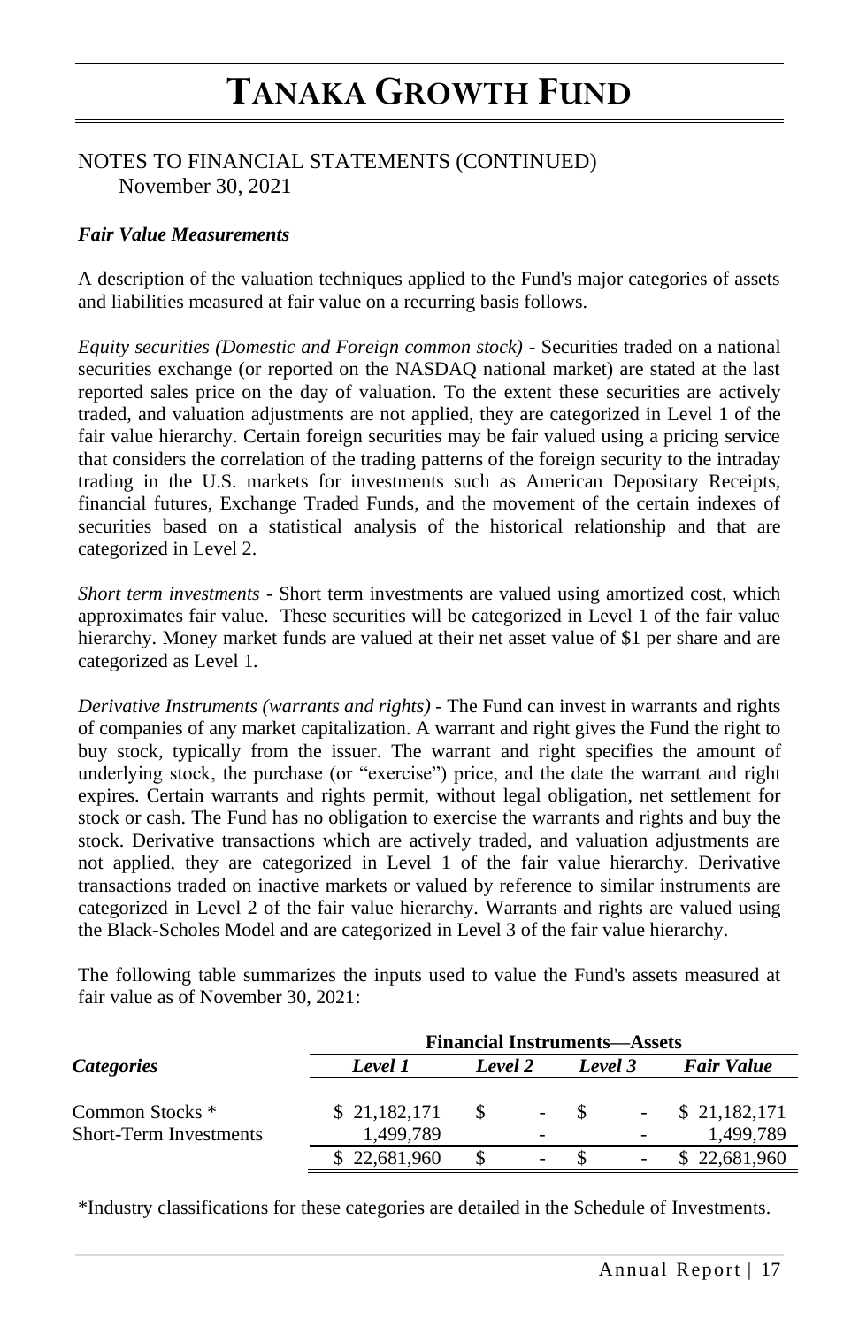# TANAKA GROWTH FUND

NOTES TO FINANCIAL STATEMENTS (CONTINUED)
November 30, 2021

***Fair Value Measurements***

A description of the valuation techniques applied to the Fund's major categories of assets and liabilities measured at fair value on a recurring basis follows.

*Equity securities (Domestic and Foreign common stock)* - Securities traded on a national securities exchange (or reported on the NASDAQ national market) are stated at the last reported sales price on the day of valuation. To the extent these securities are actively traded, and valuation adjustments are not applied, they are categorized in Level 1 of the fair value hierarchy. Certain foreign securities may be fair valued using a pricing service that considers the correlation of the trading patterns of the foreign security to the intraday trading in the U.S. markets for investments such as American Depositary Receipts, financial futures, Exchange Traded Funds, and the movement of the certain indexes of securities based on a statistical analysis of the historical relationship and that are categorized in Level 2.

*Short term investments* - Short term investments are valued using amortized cost, which approximates fair value. These securities will be categorized in Level 1 of the fair value hierarchy. Money market funds are valued at their net asset value of $1 per share and are categorized as Level 1.

*Derivative Instruments (warrants and rights)* - The Fund can invest in warrants and rights of companies of any market capitalization. A warrant and right gives the Fund the right to buy stock, typically from the issuer. The warrant and right specifies the amount of underlying stock, the purchase (or "exercise") price, and the date the warrant and right expires. Certain warrants and rights permit, without legal obligation, net settlement for stock or cash. The Fund has no obligation to exercise the warrants and rights and buy the stock. Derivative transactions which are actively traded, and valuation adjustments are not applied, they are categorized in Level 1 of the fair value hierarchy. Derivative transactions traded on inactive markets or valued by reference to similar instruments are categorized in Level 2 of the fair value hierarchy. Warrants and rights are valued using the Black-Scholes Model and are categorized in Level 3 of the fair value hierarchy.

The following table summarizes the inputs used to value the Fund's assets measured at fair value as of November 30, 2021:

| | **Financial Instruments—Assets** | | | |
|---|---|---|---|---|
| ***Categories*** | ***Level 1*** | ***Level 2*** | ***Level 3*** | ***Fair Value*** |
| Common Stocks * | $ 21,182,171 | $ - | $ - | $ 21,182,171 |
| Short-Term Investments | 1,499,789 | - | - | 1,499,789 |
| | $ 22,681,960 | $ - | $ - | $ 22,681,960 |

*Industry classifications for these categories are detailed in the Schedule of Investments.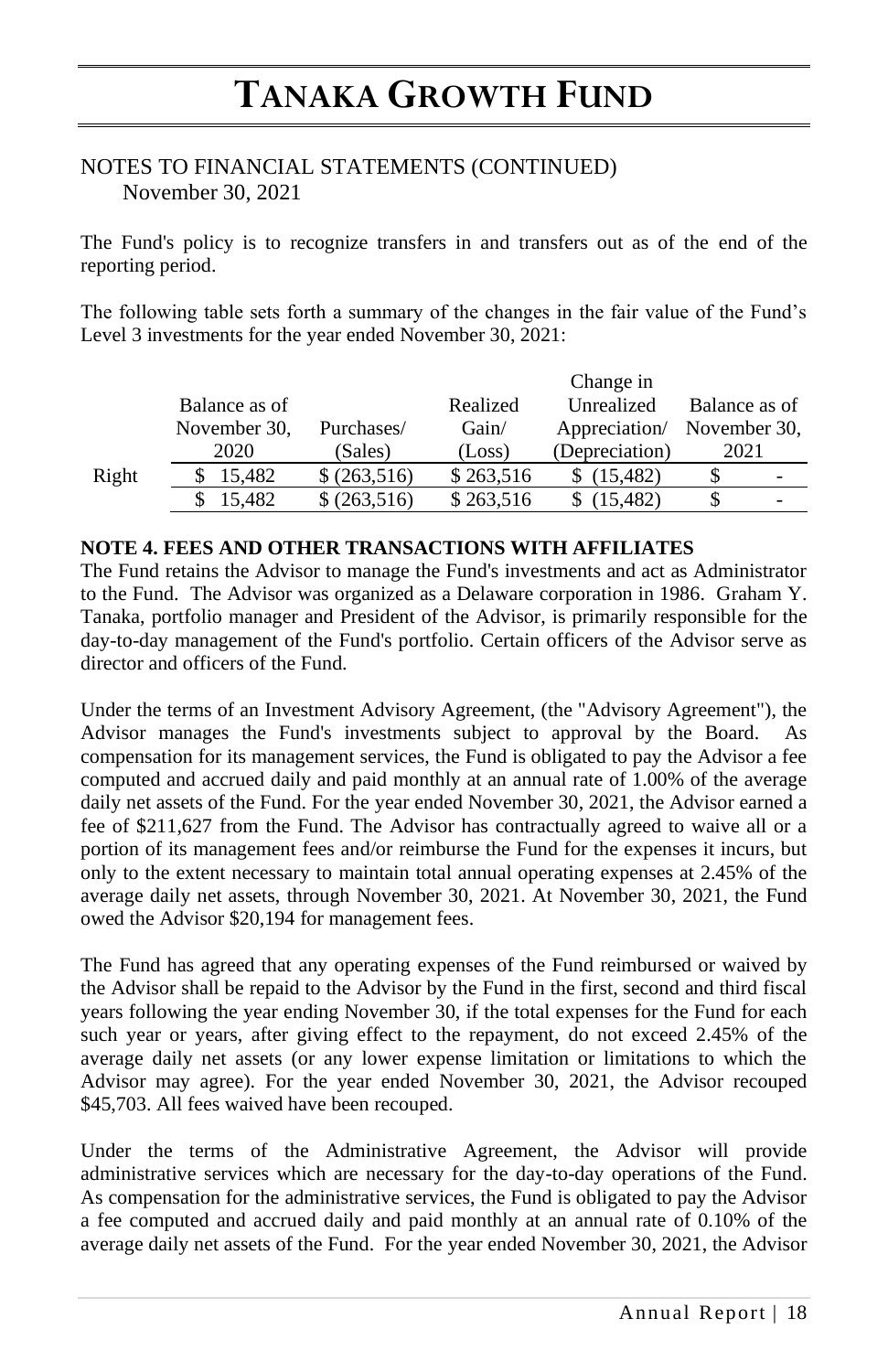# TANAKA GROWTH FUND

NOTES TO FINANCIAL STATEMENTS (CONTINUED)
November 30, 2021

The Fund's policy is to recognize transfers in and transfers out as of the end of the reporting period.

The following table sets forth a summary of the changes in the fair value of the Fund's Level 3 investments for the year ended November 30, 2021:

| | Balance as of November 30, 2020 | Purchases/ (Sales) | Realized Gain/ (Loss) | Change in Unrealized Appreciation/ (Depreciation) | Balance as of November 30, 2021 |
|---|---|---|---|---|---|
| Right | $ 15,482 | $ (263,516) | $ 263,516 | $ (15,482) | $ - |
| | $ 15,482 | $ (263,516) | $ 263,516 | $ (15,482) | $ - |

**NOTE 4. FEES AND OTHER TRANSACTIONS WITH AFFILIATES**

The Fund retains the Advisor to manage the Fund's investments and act as Administrator to the Fund. The Advisor was organized as a Delaware corporation in 1986. Graham Y. Tanaka, portfolio manager and President of the Advisor, is primarily responsible for the day-to-day management of the Fund's portfolio. Certain officers of the Advisor serve as director and officers of the Fund.

Under the terms of an Investment Advisory Agreement, (the "Advisory Agreement"), the Advisor manages the Fund's investments subject to approval by the Board. As compensation for its management services, the Fund is obligated to pay the Advisor a fee computed and accrued daily and paid monthly at an annual rate of 1.00% of the average daily net assets of the Fund. For the year ended November 30, 2021, the Advisor earned a fee of $211,627 from the Fund. The Advisor has contractually agreed to waive all or a portion of its management fees and/or reimburse the Fund for the expenses it incurs, but only to the extent necessary to maintain total annual operating expenses at 2.45% of the average daily net assets, through November 30, 2021. At November 30, 2021, the Fund owed the Advisor $20,194 for management fees.

The Fund has agreed that any operating expenses of the Fund reimbursed or waived by the Advisor shall be repaid to the Advisor by the Fund in the first, second and third fiscal years following the year ending November 30, if the total expenses for the Fund for each such year or years, after giving effect to the repayment, do not exceed 2.45% of the average daily net assets (or any lower expense limitation or limitations to which the Advisor may agree). For the year ended November 30, 2021, the Advisor recouped $45,703. All fees waived have been recouped.

Under the terms of the Administrative Agreement, the Advisor will provide administrative services which are necessary for the day-to-day operations of the Fund. As compensation for the administrative services, the Fund is obligated to pay the Advisor a fee computed and accrued daily and paid monthly at an annual rate of 0.10% of the average daily net assets of the Fund. For the year ended November 30, 2021, the Advisor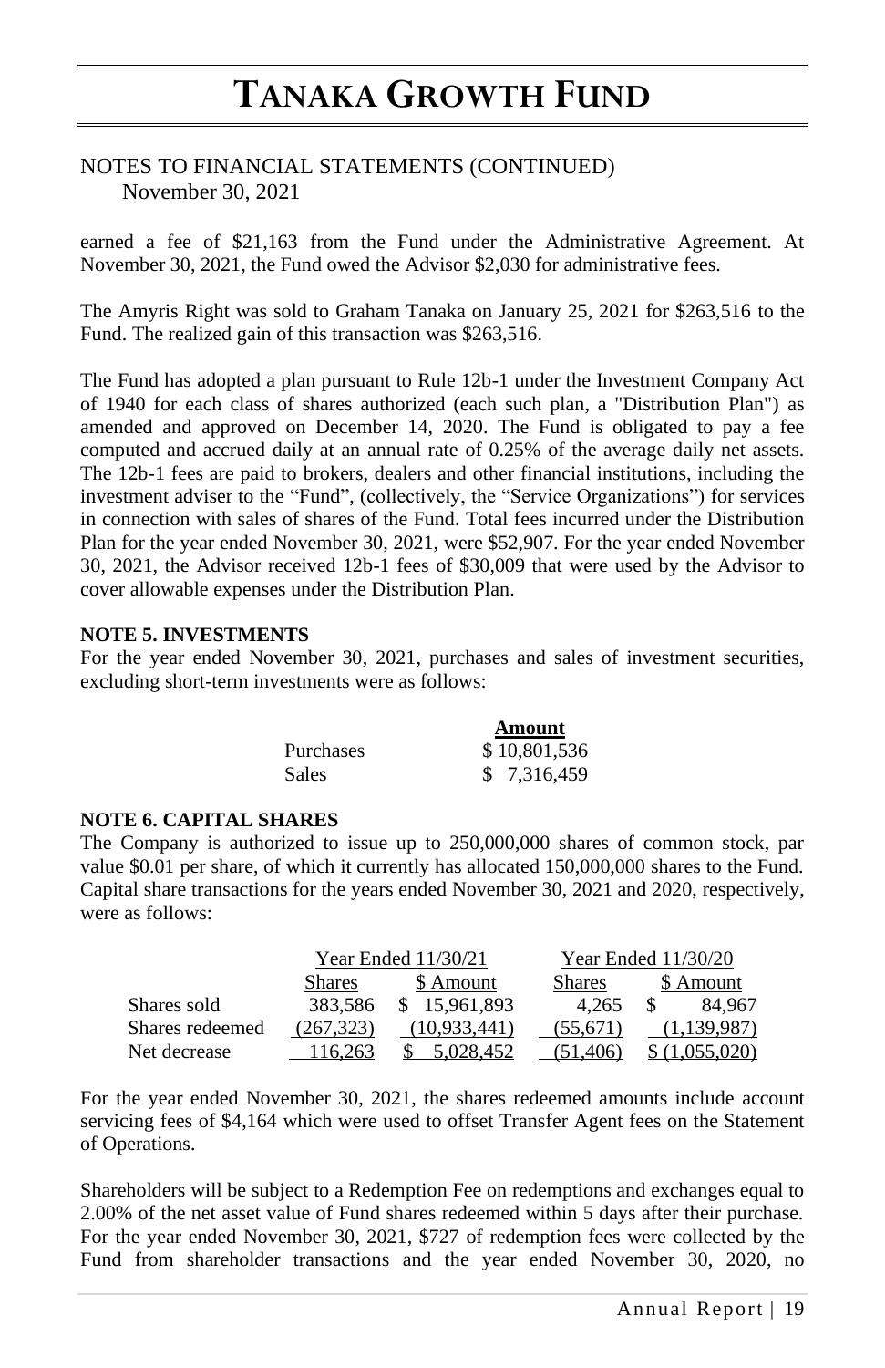# TANAKA GROWTH FUND

NOTES TO FINANCIAL STATEMENTS (CONTINUED)
November 30, 2021

earned a fee of $21,163 from the Fund under the Administrative Agreement. At November 30, 2021, the Fund owed the Advisor $2,030 for administrative fees.

The Amyris Right was sold to Graham Tanaka on January 25, 2021 for $263,516 to the Fund. The realized gain of this transaction was $263,516.

The Fund has adopted a plan pursuant to Rule 12b-1 under the Investment Company Act of 1940 for each class of shares authorized (each such plan, a "Distribution Plan") as amended and approved on December 14, 2020. The Fund is obligated to pay a fee computed and accrued daily at an annual rate of 0.25% of the average daily net assets. The 12b-1 fees are paid to brokers, dealers and other financial institutions, including the investment adviser to the "Fund", (collectively, the "Service Organizations") for services in connection with sales of shares of the Fund. Total fees incurred under the Distribution Plan for the year ended November 30, 2021, were $52,907. For the year ended November 30, 2021, the Advisor received 12b-1 fees of $30,009 that were used by the Advisor to cover allowable expenses under the Distribution Plan.

**NOTE 5. INVESTMENTS**

For the year ended November 30, 2021, purchases and sales of investment securities, excluding short-term investments were as follows:

| | Amount |
|---|---|
| Purchases | $ 10,801,536 |
| Sales | $ 7,316,459 |

**NOTE 6. CAPITAL SHARES**

The Company is authorized to issue up to 250,000,000 shares of common stock, par value $0.01 per share, of which it currently has allocated 150,000,000 shares to the Fund. Capital share transactions for the years ended November 30, 2021 and 2020, respectively, were as follows:

| | Year Ended 11/30/21 | | Year Ended 11/30/20 | |
|---|---|---|---|---|
| | Shares | $ Amount | Shares | $ Amount |
| Shares sold | 383,586 | $ 15,961,893 | 4,265 | $ 84,967 |
| Shares redeemed | (267,323) | (10,933,441) | (55,671) | (1,139,987) |
| Net decrease | 116,263 | $ 5,028,452 | (51,406) | $ (1,055,020) |

For the year ended November 30, 2021, the shares redeemed amounts include account servicing fees of $4,164 which were used to offset Transfer Agent fees on the Statement of Operations.

Shareholders will be subject to a Redemption Fee on redemptions and exchanges equal to 2.00% of the net asset value of Fund shares redeemed within 5 days after their purchase. For the year ended November 30, 2021, $727 of redemption fees were collected by the Fund from shareholder transactions and the year ended November 30, 2020, no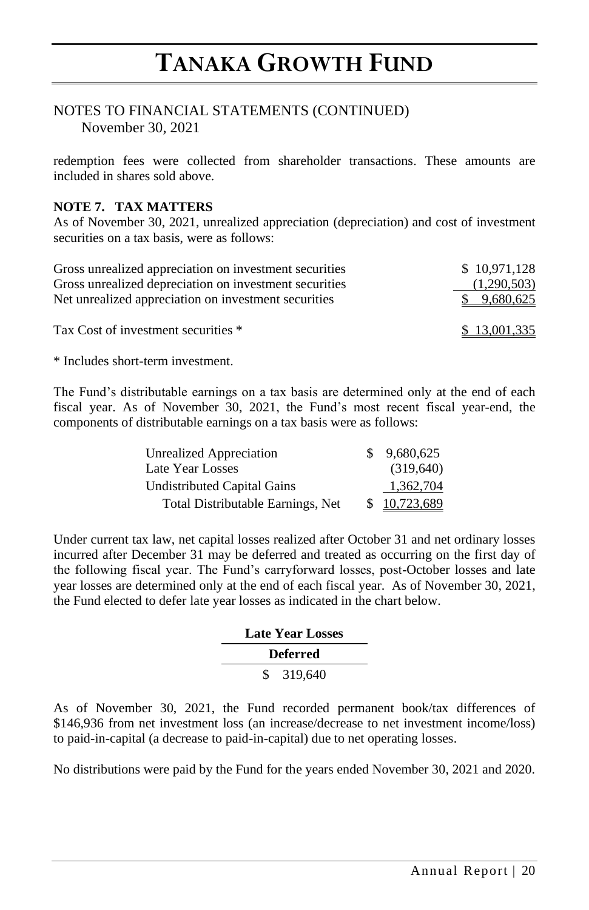# TANAKA GROWTH FUND

NOTES TO FINANCIAL STATEMENTS (CONTINUED)
November 30, 2021

redemption fees were collected from shareholder transactions. These amounts are included in shares sold above.

**NOTE 7. TAX MATTERS**

As of November 30, 2021, unrealized appreciation (depreciation) and cost of investment securities on a tax basis, were as follows:

| | |
|---|---|
| Gross unrealized appreciation on investment securities | $ 10,971,128 |
| Gross unrealized depreciation on investment securities | (1,290,503) |
| Net unrealized appreciation on investment securities | $ 9,680,625 |
| | |
| Tax Cost of investment securities * | $ 13,001,335 |

* Includes short-term investment.

The Fund's distributable earnings on a tax basis are determined only at the end of each fiscal year. As of November 30, 2021, the Fund's most recent fiscal year-end, the components of distributable earnings on a tax basis were as follows:

| | |
|---|---|
| Unrealized Appreciation | $ 9,680,625 |
| Late Year Losses | (319,640) |
| Undistributed Capital Gains | 1,362,704 |
| Total Distributable Earnings, Net | $ 10,723,689 |

Under current tax law, net capital losses realized after October 31 and net ordinary losses incurred after December 31 may be deferred and treated as occurring on the first day of the following fiscal year. The Fund's carryforward losses, post-October losses and late year losses are determined only at the end of each fiscal year. As of November 30, 2021, the Fund elected to defer late year losses as indicated in the chart below.

| Late Year Losses Deferred |
|---|
| $ 319,640 |

As of November 30, 2021, the Fund recorded permanent book/tax differences of $146,936 from net investment loss (an increase/decrease to net investment income/loss) to paid-in-capital (a decrease to paid-in-capital) due to net operating losses.

No distributions were paid by the Fund for the years ended November 30, 2021 and 2020.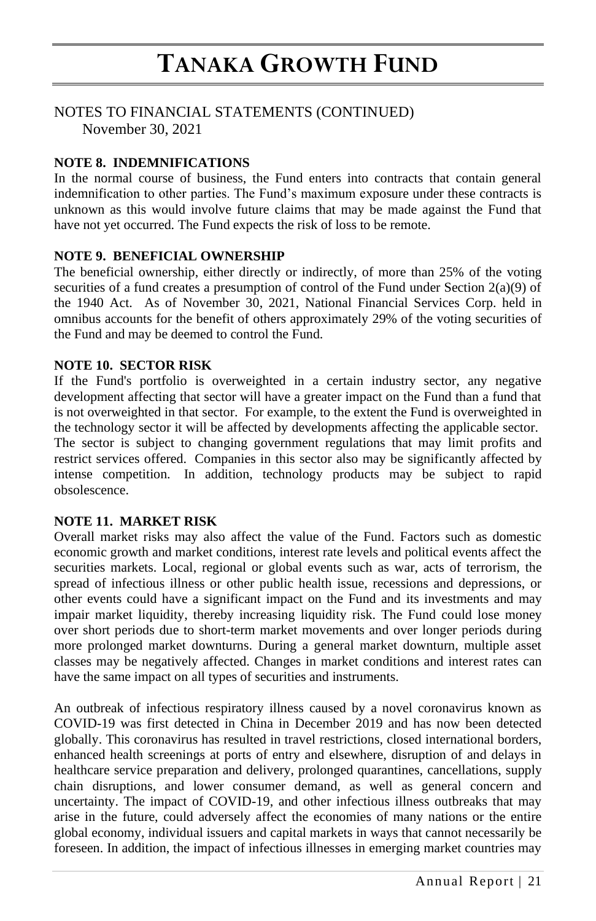# TANAKA GROWTH FUND

NOTES TO FINANCIAL STATEMENTS (CONTINUED)
November 30, 2021

**NOTE 8. INDEMNIFICATIONS**

In the normal course of business, the Fund enters into contracts that contain general indemnification to other parties. The Fund's maximum exposure under these contracts is unknown as this would involve future claims that may be made against the Fund that have not yet occurred. The Fund expects the risk of loss to be remote.

**NOTE 9. BENEFICIAL OWNERSHIP**

The beneficial ownership, either directly or indirectly, of more than 25% of the voting securities of a fund creates a presumption of control of the Fund under Section 2(a)(9) of the 1940 Act. As of November 30, 2021, National Financial Services Corp. held in omnibus accounts for the benefit of others approximately 29% of the voting securities of the Fund and may be deemed to control the Fund.

**NOTE 10. SECTOR RISK**

If the Fund's portfolio is overweighted in a certain industry sector, any negative development affecting that sector will have a greater impact on the Fund than a fund that is not overweighted in that sector. For example, to the extent the Fund is overweighted in the technology sector it will be affected by developments affecting the applicable sector. The sector is subject to changing government regulations that may limit profits and restrict services offered. Companies in this sector also may be significantly affected by intense competition. In addition, technology products may be subject to rapid obsolescence.

**NOTE 11. MARKET RISK**

Overall market risks may also affect the value of the Fund. Factors such as domestic economic growth and market conditions, interest rate levels and political events affect the securities markets. Local, regional or global events such as war, acts of terrorism, the spread of infectious illness or other public health issue, recessions and depressions, or other events could have a significant impact on the Fund and its investments and may impair market liquidity, thereby increasing liquidity risk. The Fund could lose money over short periods due to short-term market movements and over longer periods during more prolonged market downturns. During a general market downturn, multiple asset classes may be negatively affected. Changes in market conditions and interest rates can have the same impact on all types of securities and instruments.

An outbreak of infectious respiratory illness caused by a novel coronavirus known as COVID-19 was first detected in China in December 2019 and has now been detected globally. This coronavirus has resulted in travel restrictions, closed international borders, enhanced health screenings at ports of entry and elsewhere, disruption of and delays in healthcare service preparation and delivery, prolonged quarantines, cancellations, supply chain disruptions, and lower consumer demand, as well as general concern and uncertainty. The impact of COVID-19, and other infectious illness outbreaks that may arise in the future, could adversely affect the economies of many nations or the entire global economy, individual issuers and capital markets in ways that cannot necessarily be foreseen. In addition, the impact of infectious illnesses in emerging market countries may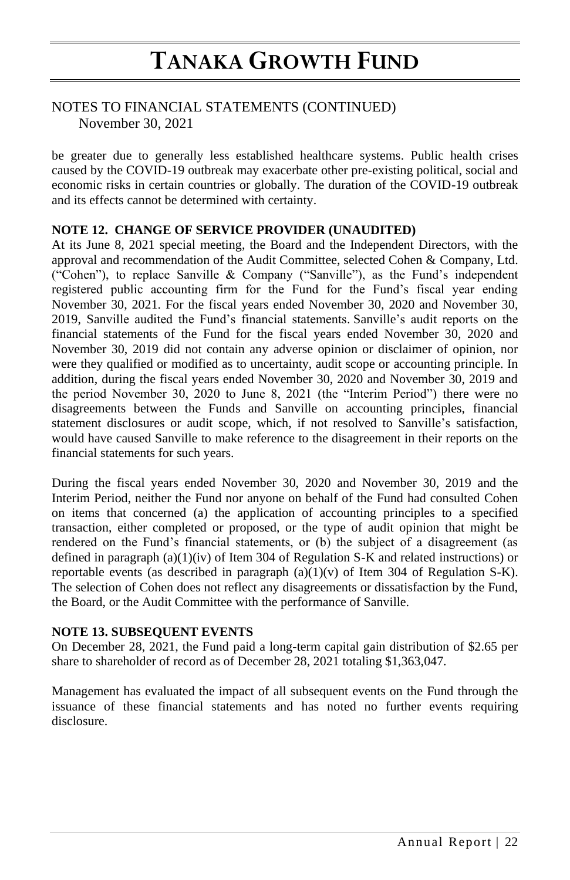NOTES TO FINANCIAL STATEMENTS (CONTINUED)
November 30, 2021

be greater due to generally less established healthcare systems. Public health crises caused by the COVID-19 outbreak may exacerbate other pre-existing political, social and economic risks in certain countries or globally. The duration of the COVID-19 outbreak and its effects cannot be determined with certainty.

**NOTE 12. CHANGE OF SERVICE PROVIDER (UNAUDITED)**

At its June 8, 2021 special meeting, the Board and the Independent Directors, with the approval and recommendation of the Audit Committee, selected Cohen & Company, Ltd. ("Cohen"), to replace Sanville & Company ("Sanville"), as the Fund's independent registered public accounting firm for the Fund for the Fund's fiscal year ending November 30, 2021. For the fiscal years ended November 30, 2020 and November 30, 2019, Sanville audited the Fund's financial statements. Sanville's audit reports on the financial statements of the Fund for the fiscal years ended November 30, 2020 and November 30, 2019 did not contain any adverse opinion or disclaimer of opinion, nor were they qualified or modified as to uncertainty, audit scope or accounting principle. In addition, during the fiscal years ended November 30, 2020 and November 30, 2019 and the period November 30, 2020 to June 8, 2021 (the "Interim Period") there were no disagreements between the Funds and Sanville on accounting principles, financial statement disclosures or audit scope, which, if not resolved to Sanville's satisfaction, would have caused Sanville to make reference to the disagreement in their reports on the financial statements for such years.

During the fiscal years ended November 30, 2020 and November 30, 2019 and the Interim Period, neither the Fund nor anyone on behalf of the Fund had consulted Cohen on items that concerned (a) the application of accounting principles to a specified transaction, either completed or proposed, or the type of audit opinion that might be rendered on the Fund's financial statements, or (b) the subject of a disagreement (as defined in paragraph (a)(1)(iv) of Item 304 of Regulation S-K and related instructions) or reportable events (as described in paragraph (a)(1)(v) of Item 304 of Regulation S-K). The selection of Cohen does not reflect any disagreements or dissatisfaction by the Fund, the Board, or the Audit Committee with the performance of Sanville.

**NOTE 13. SUBSEQUENT EVENTS**

On December 28, 2021, the Fund paid a long-term capital gain distribution of $2.65 per share to shareholder of record as of December 28, 2021 totaling $1,363,047.

Management has evaluated the impact of all subsequent events on the Fund through the issuance of these financial statements and has noted no further events requiring disclosure.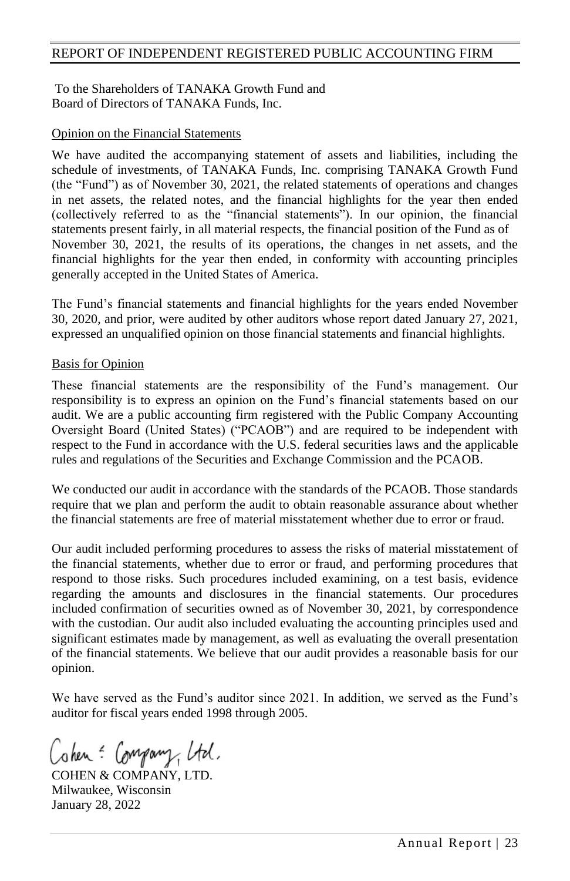# REPORT OF INDEPENDENT REGISTERED PUBLIC ACCOUNTING FIRM

To the Shareholders of TANAKA Growth Fund and
Board of Directors of TANAKA Funds, Inc.

## Opinion on the Financial Statements

We have audited the accompanying statement of assets and liabilities, including the schedule of investments, of TANAKA Funds, Inc. comprising TANAKA Growth Fund (the "Fund") as of November 30, 2021, the related statements of operations and changes in net assets, the related notes, and the financial highlights for the year then ended (collectively referred to as the "financial statements"). In our opinion, the financial statements present fairly, in all material respects, the financial position of the Fund as of November 30, 2021, the results of its operations, the changes in net assets, and the financial highlights for the year then ended, in conformity with accounting principles generally accepted in the United States of America.

The Fund's financial statements and financial highlights for the years ended November 30, 2020, and prior, were audited by other auditors whose report dated January 27, 2021, expressed an unqualified opinion on those financial statements and financial highlights.

## Basis for Opinion

These financial statements are the responsibility of the Fund's management. Our responsibility is to express an opinion on the Fund's financial statements based on our audit. We are a public accounting firm registered with the Public Company Accounting Oversight Board (United States) ("PCAOB") and are required to be independent with respect to the Fund in accordance with the U.S. federal securities laws and the applicable rules and regulations of the Securities and Exchange Commission and the PCAOB.

We conducted our audit in accordance with the standards of the PCAOB. Those standards require that we plan and perform the audit to obtain reasonable assurance about whether the financial statements are free of material misstatement whether due to error or fraud.

Our audit included performing procedures to assess the risks of material misstatement of the financial statements, whether due to error or fraud, and performing procedures that respond to those risks. Such procedures included examining, on a test basis, evidence regarding the amounts and disclosures in the financial statements. Our procedures included confirmation of securities owned as of November 30, 2021, by correspondence with the custodian. Our audit also included evaluating the accounting principles used and significant estimates made by management, as well as evaluating the overall presentation of the financial statements. We believe that our audit provides a reasonable basis for our opinion.

We have served as the Fund's auditor since 2021. In addition, we served as the Fund's auditor for fiscal years ended 1998 through 2005.

Cohen & Company, Ltd.

COHEN & COMPANY, LTD.
Milwaukee, Wisconsin
January 28, 2022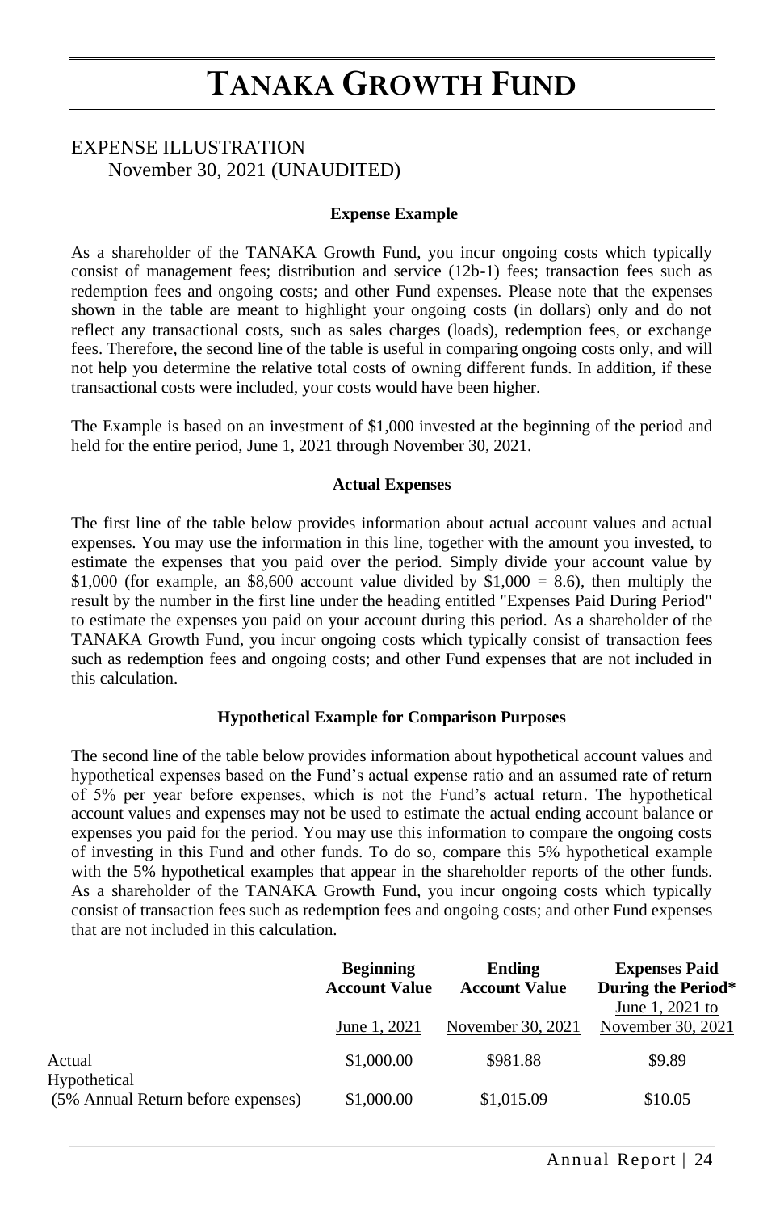# TANAKA GROWTH FUND

## EXPENSE ILLUSTRATION
November 30, 2021 (UNAUDITED)

**Expense Example**

As a shareholder of the TANAKA Growth Fund, you incur ongoing costs which typically consist of management fees; distribution and service (12b-1) fees; transaction fees such as redemption fees and ongoing costs; and other Fund expenses. Please note that the expenses shown in the table are meant to highlight your ongoing costs (in dollars) only and do not reflect any transactional costs, such as sales charges (loads), redemption fees, or exchange fees. Therefore, the second line of the table is useful in comparing ongoing costs only, and will not help you determine the relative total costs of owning different funds. In addition, if these transactional costs were included, your costs would have been higher.

The Example is based on an investment of $1,000 invested at the beginning of the period and held for the entire period, June 1, 2021 through November 30, 2021.

**Actual Expenses**

The first line of the table below provides information about actual account values and actual expenses. You may use the information in this line, together with the amount you invested, to estimate the expenses that you paid over the period. Simply divide your account value by $1,000 (for example, an $8,600 account value divided by $1,000 = 8.6), then multiply the result by the number in the first line under the heading entitled "Expenses Paid During Period" to estimate the expenses you paid on your account during this period. As a shareholder of the TANAKA Growth Fund, you incur ongoing costs which typically consist of transaction fees such as redemption fees and ongoing costs; and other Fund expenses that are not included in this calculation.

**Hypothetical Example for Comparison Purposes**

The second line of the table below provides information about hypothetical account values and hypothetical expenses based on the Fund's actual expense ratio and an assumed rate of return of 5% per year before expenses, which is not the Fund's actual return. The hypothetical account values and expenses may not be used to estimate the actual ending account balance or expenses you paid for the period. You may use this information to compare the ongoing costs of investing in this Fund and other funds. To do so, compare this 5% hypothetical example with the 5% hypothetical examples that appear in the shareholder reports of the other funds. As a shareholder of the TANAKA Growth Fund, you incur ongoing costs which typically consist of transaction fees such as redemption fees and ongoing costs; and other Fund expenses that are not included in this calculation.

| | **Beginning Account Value** | **Ending Account Value** | **Expenses Paid During the Period*** |
|---|---|---|---|
| | June 1, 2021 | November 30, 2021 | June 1, 2021 to November 30, 2021 |
| Actual | $1,000.00 | $981.88 | $9.89 |
| Hypothetical (5% Annual Return before expenses) | $1,000.00 | $1,015.09 | $10.05 |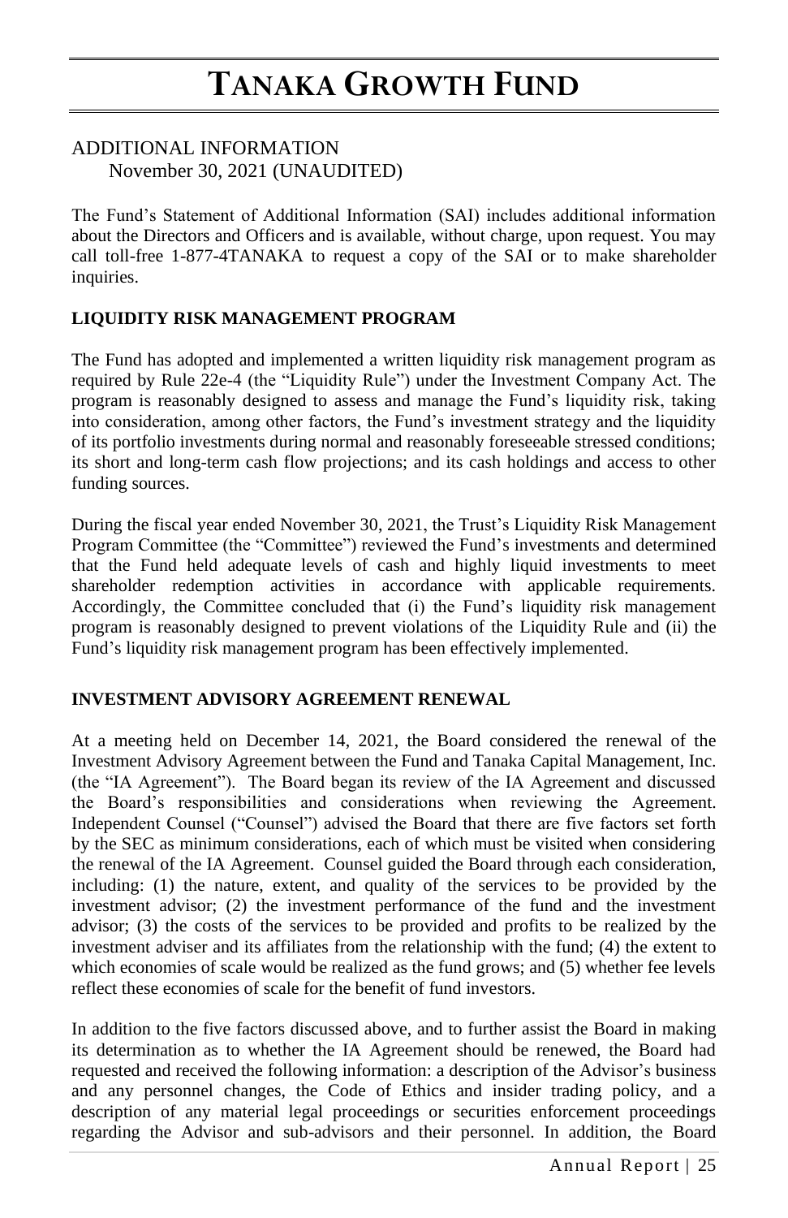# TANAKA GROWTH FUND

## ADDITIONAL INFORMATION
November 30, 2021 (UNAUDITED)

The Fund's Statement of Additional Information (SAI) includes additional information about the Directors and Officers and is available, without charge, upon request. You may call toll-free 1-877-4TANAKA to request a copy of the SAI or to make shareholder inquiries.

**LIQUIDITY RISK MANAGEMENT PROGRAM**

The Fund has adopted and implemented a written liquidity risk management program as required by Rule 22e-4 (the "Liquidity Rule") under the Investment Company Act. The program is reasonably designed to assess and manage the Fund's liquidity risk, taking into consideration, among other factors, the Fund's investment strategy and the liquidity of its portfolio investments during normal and reasonably foreseeable stressed conditions; its short and long-term cash flow projections; and its cash holdings and access to other funding sources.

During the fiscal year ended November 30, 2021, the Trust's Liquidity Risk Management Program Committee (the "Committee") reviewed the Fund's investments and determined that the Fund held adequate levels of cash and highly liquid investments to meet shareholder redemption activities in accordance with applicable requirements. Accordingly, the Committee concluded that (i) the Fund's liquidity risk management program is reasonably designed to prevent violations of the Liquidity Rule and (ii) the Fund's liquidity risk management program has been effectively implemented.

**INVESTMENT ADVISORY AGREEMENT RENEWAL**

At a meeting held on December 14, 2021, the Board considered the renewal of the Investment Advisory Agreement between the Fund and Tanaka Capital Management, Inc. (the "IA Agreement"). The Board began its review of the IA Agreement and discussed the Board's responsibilities and considerations when reviewing the Agreement. Independent Counsel ("Counsel") advised the Board that there are five factors set forth by the SEC as minimum considerations, each of which must be visited when considering the renewal of the IA Agreement. Counsel guided the Board through each consideration, including: (1) the nature, extent, and quality of the services to be provided by the investment advisor; (2) the investment performance of the fund and the investment advisor; (3) the costs of the services to be provided and profits to be realized by the investment adviser and its affiliates from the relationship with the fund; (4) the extent to which economies of scale would be realized as the fund grows; and (5) whether fee levels reflect these economies of scale for the benefit of fund investors.

In addition to the five factors discussed above, and to further assist the Board in making its determination as to whether the IA Agreement should be renewed, the Board had requested and received the following information: a description of the Advisor's business and any personnel changes, the Code of Ethics and insider trading policy, and a description of any material legal proceedings or securities enforcement proceedings regarding the Advisor and sub-advisors and their personnel. In addition, the Board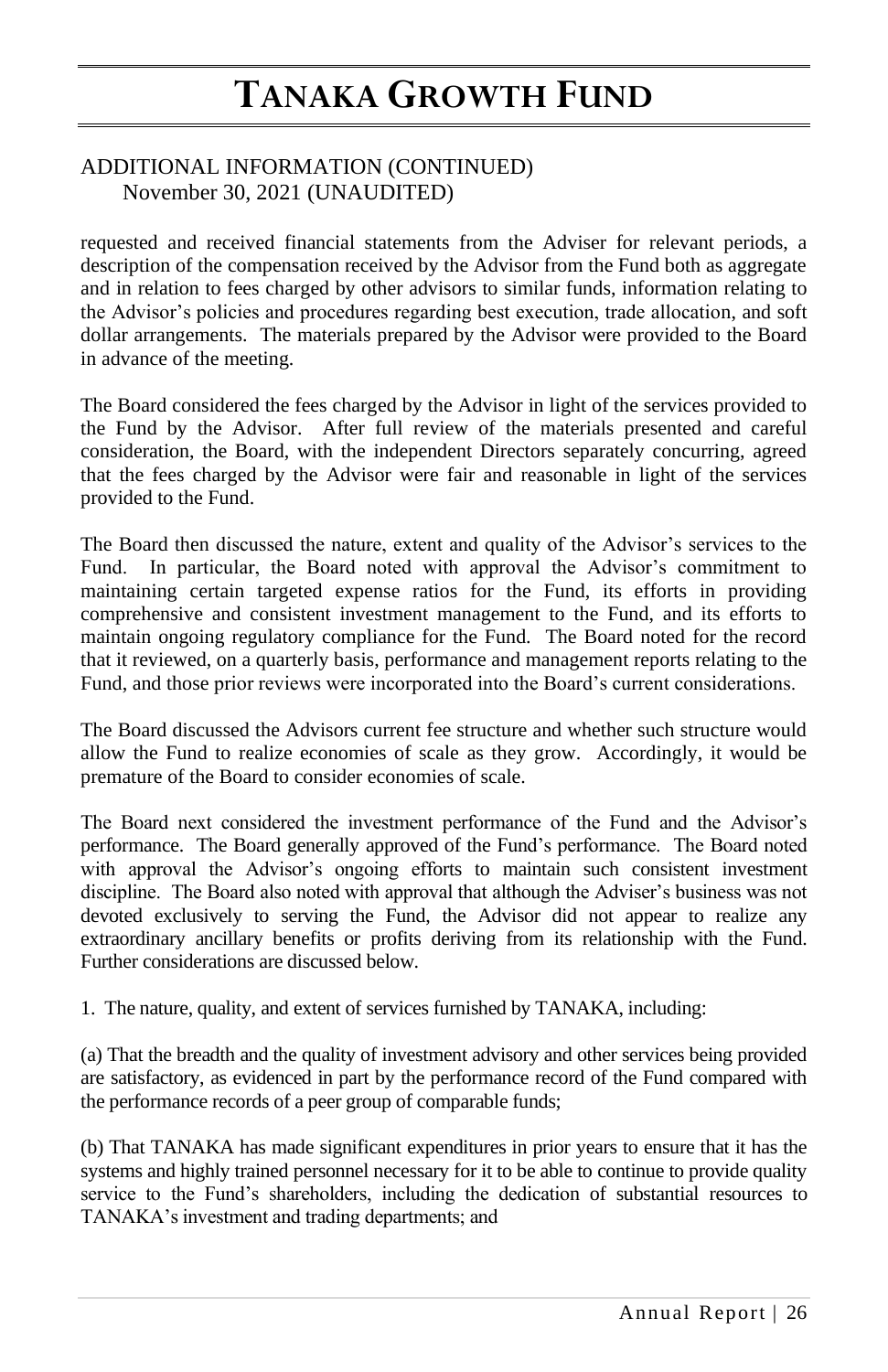# TANAKA GROWTH FUND

ADDITIONAL INFORMATION (CONTINUED)
November 30, 2021 (UNAUDITED)

requested and received financial statements from the Adviser for relevant periods, a description of the compensation received by the Advisor from the Fund both as aggregate and in relation to fees charged by other advisors to similar funds, information relating to the Advisor's policies and procedures regarding best execution, trade allocation, and soft dollar arrangements. The materials prepared by the Advisor were provided to the Board in advance of the meeting.

The Board considered the fees charged by the Advisor in light of the services provided to the Fund by the Advisor. After full review of the materials presented and careful consideration, the Board, with the independent Directors separately concurring, agreed that the fees charged by the Advisor were fair and reasonable in light of the services provided to the Fund.

The Board then discussed the nature, extent and quality of the Advisor's services to the Fund. In particular, the Board noted with approval the Advisor's commitment to maintaining certain targeted expense ratios for the Fund, its efforts in providing comprehensive and consistent investment management to the Fund, and its efforts to maintain ongoing regulatory compliance for the Fund. The Board noted for the record that it reviewed, on a quarterly basis, performance and management reports relating to the Fund, and those prior reviews were incorporated into the Board's current considerations.

The Board discussed the Advisors current fee structure and whether such structure would allow the Fund to realize economies of scale as they grow. Accordingly, it would be premature of the Board to consider economies of scale.

The Board next considered the investment performance of the Fund and the Advisor's performance. The Board generally approved of the Fund's performance. The Board noted with approval the Advisor's ongoing efforts to maintain such consistent investment discipline. The Board also noted with approval that although the Adviser's business was not devoted exclusively to serving the Fund, the Advisor did not appear to realize any extraordinary ancillary benefits or profits deriving from its relationship with the Fund. Further considerations are discussed below.

1. The nature, quality, and extent of services furnished by TANAKA, including:

(a) That the breadth and the quality of investment advisory and other services being provided are satisfactory, as evidenced in part by the performance record of the Fund compared with the performance records of a peer group of comparable funds;

(b) That TANAKA has made significant expenditures in prior years to ensure that it has the systems and highly trained personnel necessary for it to be able to continue to provide quality service to the Fund's shareholders, including the dedication of substantial resources to TANAKA's investment and trading departments; and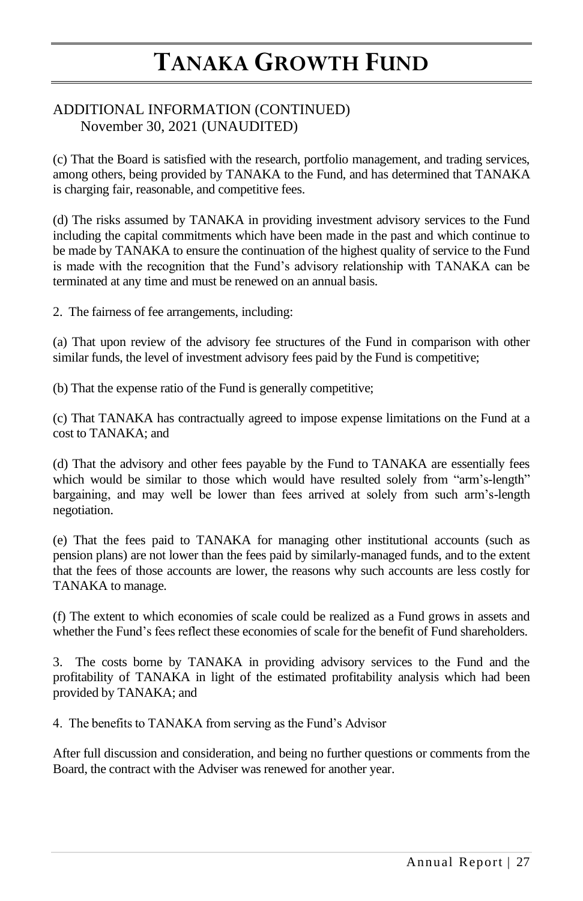# TANAKA GROWTH FUND

## ADDITIONAL INFORMATION (CONTINUED)
November 30, 2021 (UNAUDITED)

(c) That the Board is satisfied with the research, portfolio management, and trading services, among others, being provided by TANAKA to the Fund, and has determined that TANAKA is charging fair, reasonable, and competitive fees.

(d) The risks assumed by TANAKA in providing investment advisory services to the Fund including the capital commitments which have been made in the past and which continue to be made by TANAKA to ensure the continuation of the highest quality of service to the Fund is made with the recognition that the Fund's advisory relationship with TANAKA can be terminated at any time and must be renewed on an annual basis.

2. The fairness of fee arrangements, including:

(a) That upon review of the advisory fee structures of the Fund in comparison with other similar funds, the level of investment advisory fees paid by the Fund is competitive;

(b) That the expense ratio of the Fund is generally competitive;

(c) That TANAKA has contractually agreed to impose expense limitations on the Fund at a cost to TANAKA; and

(d) That the advisory and other fees payable by the Fund to TANAKA are essentially fees which would be similar to those which would have resulted solely from "arm's-length" bargaining, and may well be lower than fees arrived at solely from such arm's-length negotiation.

(e) That the fees paid to TANAKA for managing other institutional accounts (such as pension plans) are not lower than the fees paid by similarly-managed funds, and to the extent that the fees of those accounts are lower, the reasons why such accounts are less costly for TANAKA to manage.

(f) The extent to which economies of scale could be realized as a Fund grows in assets and whether the Fund's fees reflect these economies of scale for the benefit of Fund shareholders.

3. The costs borne by TANAKA in providing advisory services to the Fund and the profitability of TANAKA in light of the estimated profitability analysis which had been provided by TANAKA; and

4. The benefits to TANAKA from serving as the Fund's Advisor

After full discussion and consideration, and being no further questions or comments from the Board, the contract with the Adviser was renewed for another year.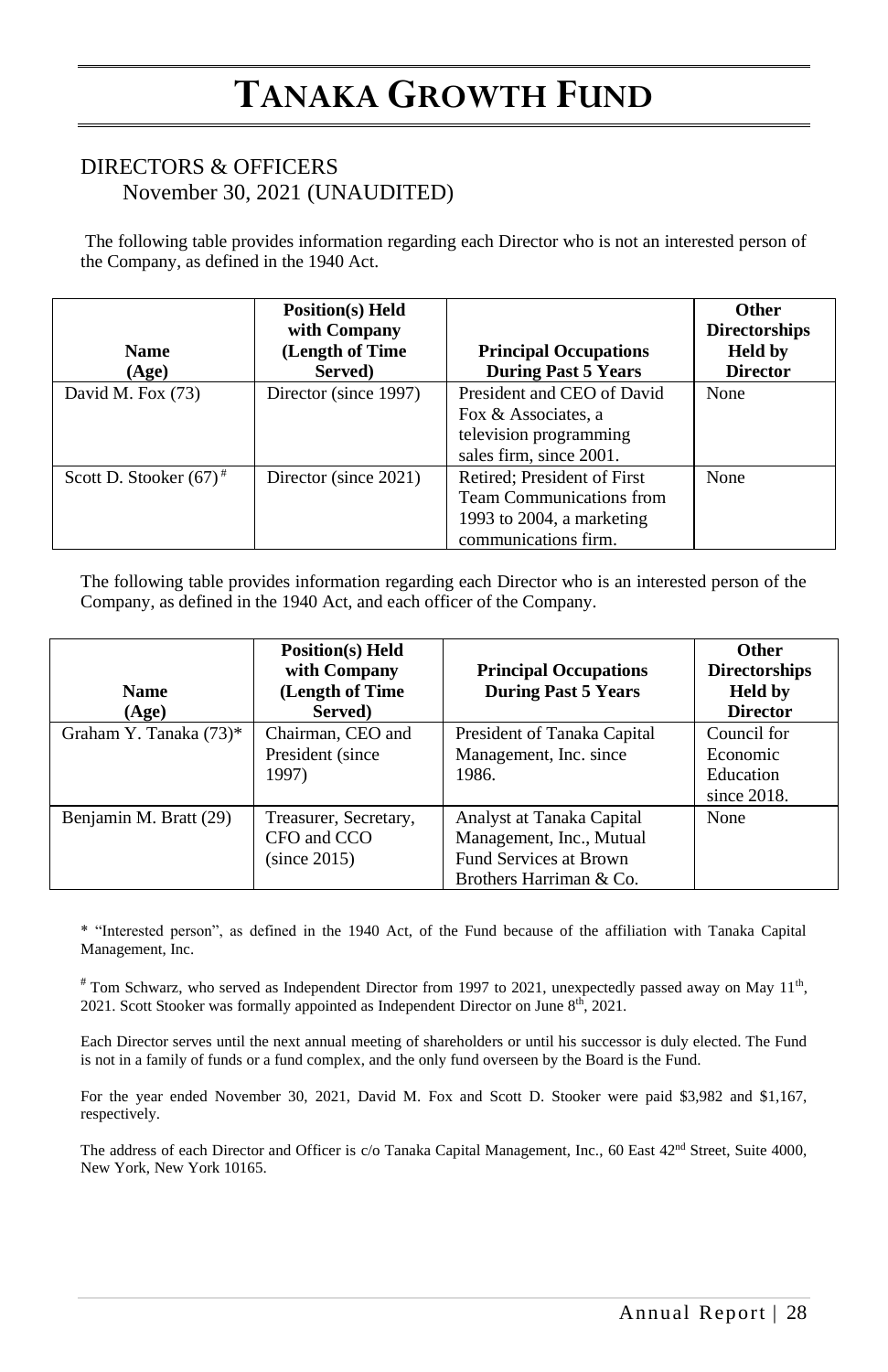# TANAKA GROWTH FUND

## DIRECTORS & OFFICERS

November 30, 2021 (UNAUDITED)

The following table provides information regarding each Director who is not an interested person of the Company, as defined in the 1940 Act.

| Name (Age) | Position(s) Held with Company (Length of Time Served) | Principal Occupations During Past 5 Years | Other Directorships Held by Director |
|---|---|---|---|
| David M. Fox (73) | Director (since 1997) | President and CEO of David Fox & Associates, a television programming sales firm, since 2001. | None |
| Scott D. Stooker (67) # | Director (since 2021) | Retired; President of First Team Communications from 1993 to 2004, a marketing communications firm. | None |

The following table provides information regarding each Director who is an interested person of the Company, as defined in the 1940 Act, and each officer of the Company.

| Name (Age) | Position(s) Held with Company (Length of Time Served) | Principal Occupations During Past 5 Years | Other Directorships Held by Director |
|---|---|---|---|
| Graham Y. Tanaka (73)* | Chairman, CEO and President (since 1997) | President of Tanaka Capital Management, Inc. since 1986. | Council for Economic Education since 2018. |
| Benjamin M. Bratt (29) | Treasurer, Secretary, CFO and CCO (since 2015) | Analyst at Tanaka Capital Management, Inc., Mutual Fund Services at Brown Brothers Harriman & Co. | None |

* "Interested person", as defined in the 1940 Act, of the Fund because of the affiliation with Tanaka Capital Management, Inc.

# Tom Schwarz, who served as Independent Director from 1997 to 2021, unexpectedly passed away on May 11th, 2021. Scott Stooker was formally appointed as Independent Director on June 8th, 2021.

Each Director serves until the next annual meeting of shareholders or until his successor is duly elected. The Fund is not in a family of funds or a fund complex, and the only fund overseen by the Board is the Fund.

For the year ended November 30, 2021, David M. Fox and Scott D. Stooker were paid $3,982 and $1,167, respectively.

The address of each Director and Officer is c/o Tanaka Capital Management, Inc., 60 East 42nd Street, Suite 4000, New York, New York 10165.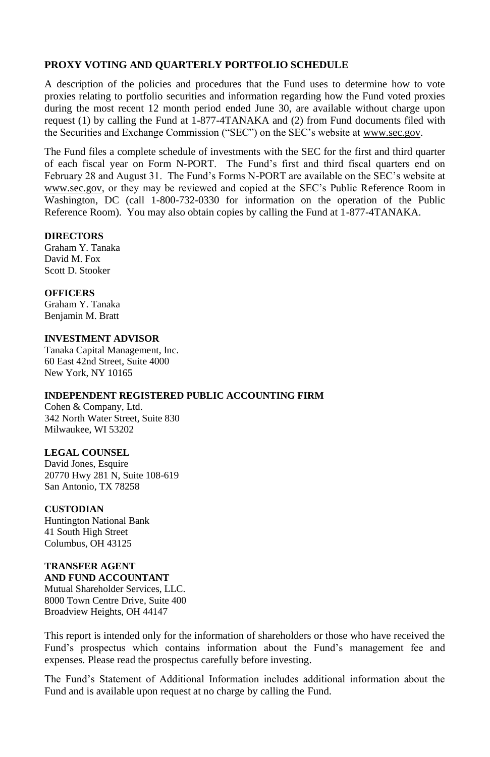**PROXY VOTING AND QUARTERLY PORTFOLIO SCHEDULE**

A description of the policies and procedures that the Fund uses to determine how to vote proxies relating to portfolio securities and information regarding how the Fund voted proxies during the most recent 12 month period ended June 30, are available without charge upon request (1) by calling the Fund at 1-877-4TANAKA and (2) from Fund documents filed with the Securities and Exchange Commission ("SEC") on the SEC's website at www.sec.gov.

The Fund files a complete schedule of investments with the SEC for the first and third quarter of each fiscal year on Form N-PORT. The Fund's first and third fiscal quarters end on February 28 and August 31. The Fund's Forms N-PORT are available on the SEC's website at www.sec.gov, or they may be reviewed and copied at the SEC's Public Reference Room in Washington, DC (call 1-800-732-0330 for information on the operation of the Public Reference Room). You may also obtain copies by calling the Fund at 1-877-4TANAKA.

**DIRECTORS**
Graham Y. Tanaka
David M. Fox
Scott D. Stooker

**OFFICERS**
Graham Y. Tanaka
Benjamin M. Bratt

**INVESTMENT ADVISOR**
Tanaka Capital Management, Inc.
60 East 42nd Street, Suite 4000
New York, NY 10165

**INDEPENDENT REGISTERED PUBLIC ACCOUNTING FIRM**
Cohen & Company, Ltd.
342 North Water Street, Suite 830
Milwaukee, WI 53202

**LEGAL COUNSEL**
David Jones, Esquire
20770 Hwy 281 N, Suite 108-619
San Antonio, TX 78258

**CUSTODIAN**
Huntington National Bank
41 South High Street
Columbus, OH 43125

**TRANSFER AGENT**
**AND FUND ACCOUNTANT**
Mutual Shareholder Services, LLC.
8000 Town Centre Drive, Suite 400
Broadview Heights, OH 44147

This report is intended only for the information of shareholders or those who have received the Fund's prospectus which contains information about the Fund's management fee and expenses. Please read the prospectus carefully before investing.

The Fund's Statement of Additional Information includes additional information about the Fund and is available upon request at no charge by calling the Fund.